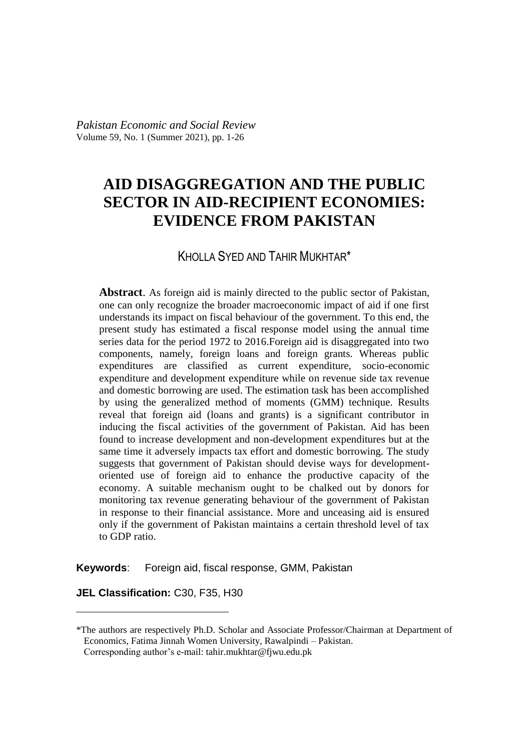*Pakistan Economic and Social Review*
Volume 59, No. 1 (Summer 2021), pp. 1-26

# AID DISAGGREGATION AND THE PUBLIC SECTOR IN AID-RECIPIENT ECONOMIES: EVIDENCE FROM PAKISTAN

KHOLLA SYED AND TAHIR MUKHTAR*

**Abstract**. As foreign aid is mainly directed to the public sector of Pakistan, one can only recognize the broader macroeconomic impact of aid if one first understands its impact on fiscal behaviour of the government. To this end, the present study has estimated a fiscal response model using the annual time series data for the period 1972 to 2016.Foreign aid is disaggregated into two components, namely, foreign loans and foreign grants. Whereas public expenditures are classified as current expenditure, socio-economic expenditure and development expenditure while on revenue side tax revenue and domestic borrowing are used. The estimation task has been accomplished by using the generalized method of moments (GMM) technique. Results reveal that foreign aid (loans and grants) is a significant contributor in inducing the fiscal activities of the government of Pakistan. Aid has been found to increase development and non-development expenditures but at the same time it adversely impacts tax effort and domestic borrowing. The study suggests that government of Pakistan should devise ways for development-oriented use of foreign aid to enhance the productive capacity of the economy. A suitable mechanism ought to be chalked out by donors for monitoring tax revenue generating behaviour of the government of Pakistan in response to their financial assistance. More and unceasing aid is ensured only if the government of Pakistan maintains a certain threshold level of tax to GDP ratio.

**Keywords**: Foreign aid, fiscal response, GMM, Pakistan

**JEL Classification:** C30, F35, H30

---

*The authors are respectively Ph.D. Scholar and Associate Professor/Chairman at Department of Economics, Fatima Jinnah Women University, Rawalpindi – Pakistan.
Corresponding author's e-mail: tahir.mukhtar@fjwu.edu.pk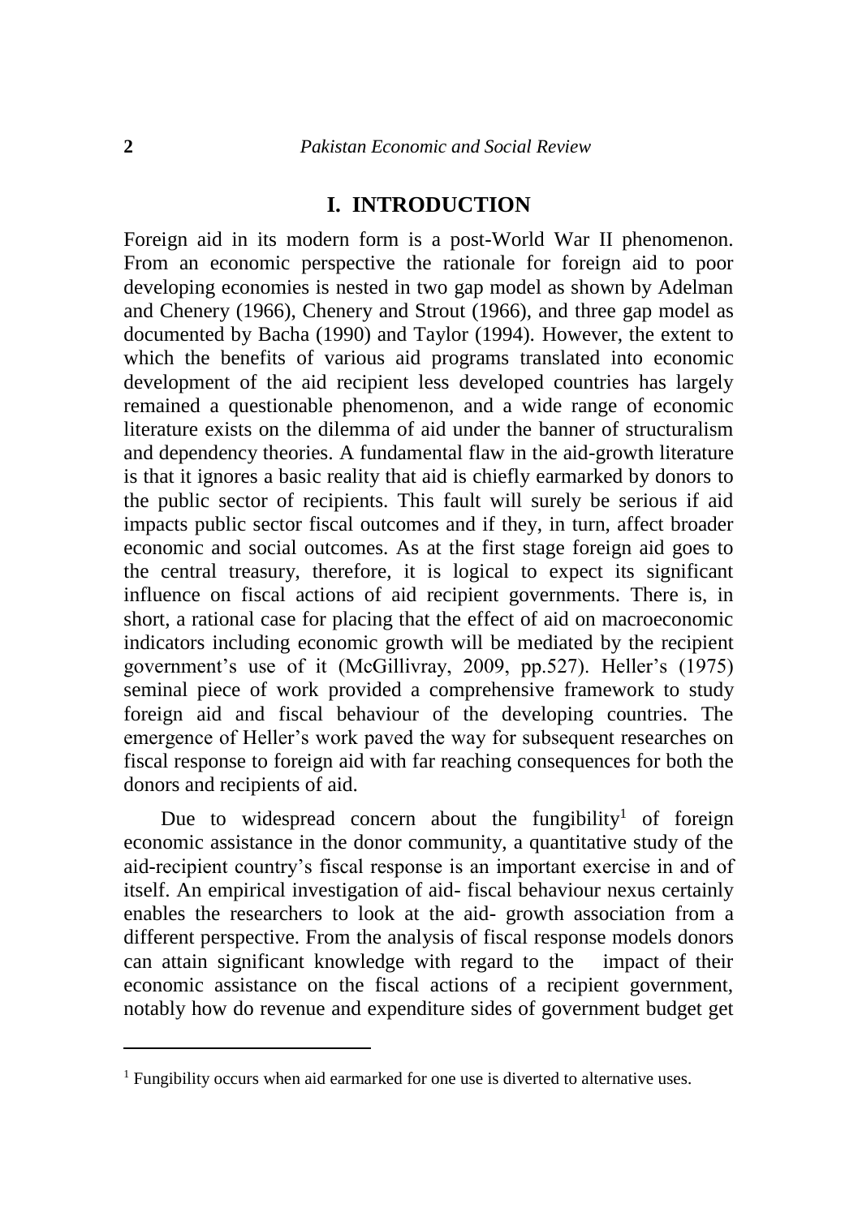## I. INTRODUCTION

Foreign aid in its modern form is a post-World War II phenomenon. From an economic perspective the rationale for foreign aid to poor developing economies is nested in two gap model as shown by Adelman and Chenery (1966), Chenery and Strout (1966), and three gap model as documented by Bacha (1990) and Taylor (1994). However, the extent to which the benefits of various aid programs translated into economic development of the aid recipient less developed countries has largely remained a questionable phenomenon, and a wide range of economic literature exists on the dilemma of aid under the banner of structuralism and dependency theories. A fundamental flaw in the aid-growth literature is that it ignores a basic reality that aid is chiefly earmarked by donors to the public sector of recipients. This fault will surely be serious if aid impacts public sector fiscal outcomes and if they, in turn, affect broader economic and social outcomes. As at the first stage foreign aid goes to the central treasury, therefore, it is logical to expect its significant influence on fiscal actions of aid recipient governments. There is, in short, a rational case for placing that the effect of aid on macroeconomic indicators including economic growth will be mediated by the recipient government's use of it (McGillivray, 2009, pp.527). Heller's (1975) seminal piece of work provided a comprehensive framework to study foreign aid and fiscal behaviour of the developing countries. The emergence of Heller's work paved the way for subsequent researches on fiscal response to foreign aid with far reaching consequences for both the donors and recipients of aid.

Due to widespread concern about the fungibility[1] of foreign economic assistance in the donor community, a quantitative study of the aid-recipient country's fiscal response is an important exercise in and of itself. An empirical investigation of aid- fiscal behaviour nexus certainly enables the researchers to look at the aid- growth association from a different perspective. From the analysis of fiscal response models donors can attain significant knowledge with regard to the impact of their economic assistance on the fiscal actions of a recipient government, notably how do revenue and expenditure sides of government budget get

[1] Fungibility occurs when aid earmarked for one use is diverted to alternative uses.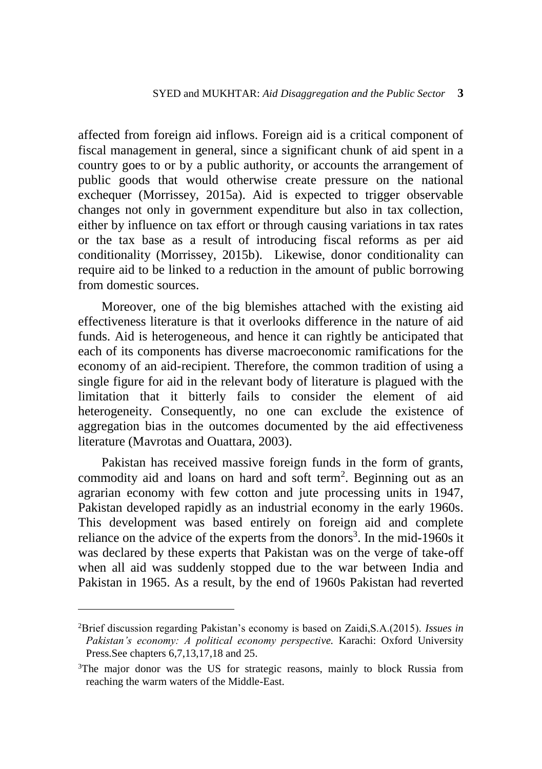affected from foreign aid inflows. Foreign aid is a critical component of fiscal management in general, since a significant chunk of aid spent in a country goes to or by a public authority, or accounts the arrangement of public goods that would otherwise create pressure on the national exchequer (Morrissey, 2015a). Aid is expected to trigger observable changes not only in government expenditure but also in tax collection, either by influence on tax effort or through causing variations in tax rates or the tax base as a result of introducing fiscal reforms as per aid conditionality (Morrissey, 2015b). Likewise, donor conditionality can require aid to be linked to a reduction in the amount of public borrowing from domestic sources.

Moreover, one of the big blemishes attached with the existing aid effectiveness literature is that it overlooks difference in the nature of aid funds. Aid is heterogeneous, and hence it can rightly be anticipated that each of its components has diverse macroeconomic ramifications for the economy of an aid-recipient. Therefore, the common tradition of using a single figure for aid in the relevant body of literature is plagued with the limitation that it bitterly fails to consider the element of aid heterogeneity. Consequently, no one can exclude the existence of aggregation bias in the outcomes documented by the aid effectiveness literature (Mavrotas and Ouattara, 2003).

Pakistan has received massive foreign funds in the form of grants, commodity aid and loans on hard and soft term[2]. Beginning out as an agrarian economy with few cotton and jute processing units in 1947, Pakistan developed rapidly as an industrial economy in the early 1960s. This development was based entirely on foreign aid and complete reliance on the advice of the experts from the donors[3]. In the mid-1960s it was declared by these experts that Pakistan was on the verge of take-off when all aid was suddenly stopped due to the war between India and Pakistan in 1965. As a result, by the end of 1960s Pakistan had reverted

---

[2]Brief discussion regarding Pakistan's economy is based on Zaidi,S.A.(2015). *Issues in Pakistan's economy: A political economy perspective.* Karachi: Oxford University Press.See chapters 6,7,13,17,18 and 25.

[3]The major donor was the US for strategic reasons, mainly to block Russia from reaching the warm waters of the Middle-East.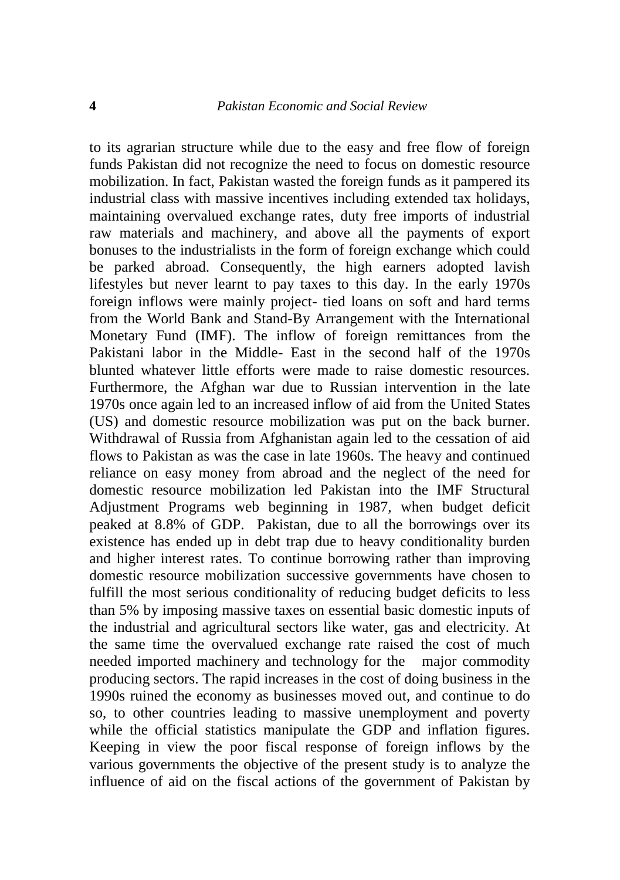to its agrarian structure while due to the easy and free flow of foreign funds Pakistan did not recognize the need to focus on domestic resource mobilization. In fact, Pakistan wasted the foreign funds as it pampered its industrial class with massive incentives including extended tax holidays, maintaining overvalued exchange rates, duty free imports of industrial raw materials and machinery, and above all the payments of export bonuses to the industrialists in the form of foreign exchange which could be parked abroad. Consequently, the high earners adopted lavish lifestyles but never learnt to pay taxes to this day. In the early 1970s foreign inflows were mainly project- tied loans on soft and hard terms from the World Bank and Stand-By Arrangement with the International Monetary Fund (IMF). The inflow of foreign remittances from the Pakistani labor in the Middle- East in the second half of the 1970s blunted whatever little efforts were made to raise domestic resources. Furthermore, the Afghan war due to Russian intervention in the late 1970s once again led to an increased inflow of aid from the United States (US) and domestic resource mobilization was put on the back burner. Withdrawal of Russia from Afghanistan again led to the cessation of aid flows to Pakistan as was the case in late 1960s. The heavy and continued reliance on easy money from abroad and the neglect of the need for domestic resource mobilization led Pakistan into the IMF Structural Adjustment Programs web beginning in 1987, when budget deficit peaked at 8.8% of GDP. Pakistan, due to all the borrowings over its existence has ended up in debt trap due to heavy conditionality burden and higher interest rates. To continue borrowing rather than improving domestic resource mobilization successive governments have chosen to fulfill the most serious conditionality of reducing budget deficits to less than 5% by imposing massive taxes on essential basic domestic inputs of the industrial and agricultural sectors like water, gas and electricity. At the same time the overvalued exchange rate raised the cost of much needed imported machinery and technology for the major commodity producing sectors. The rapid increases in the cost of doing business in the 1990s ruined the economy as businesses moved out, and continue to do so, to other countries leading to massive unemployment and poverty while the official statistics manipulate the GDP and inflation figures. Keeping in view the poor fiscal response of foreign inflows by the various governments the objective of the present study is to analyze the influence of aid on the fiscal actions of the government of Pakistan by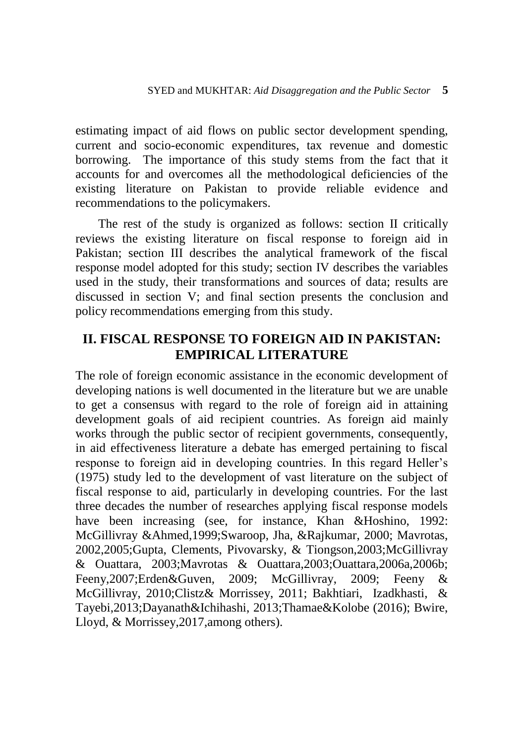estimating impact of aid flows on public sector development spending, current and socio-economic expenditures, tax revenue and domestic borrowing. The importance of this study stems from the fact that it accounts for and overcomes all the methodological deficiencies of the existing literature on Pakistan to provide reliable evidence and recommendations to the policymakers.

The rest of the study is organized as follows: section II critically reviews the existing literature on fiscal response to foreign aid in Pakistan; section III describes the analytical framework of the fiscal response model adopted for this study; section IV describes the variables used in the study, their transformations and sources of data; results are discussed in section V; and final section presents the conclusion and policy recommendations emerging from this study.

## II. FISCAL RESPONSE TO FOREIGN AID IN PAKISTAN: EMPIRICAL LITERATURE

The role of foreign economic assistance in the economic development of developing nations is well documented in the literature but we are unable to get a consensus with regard to the role of foreign aid in attaining development goals of aid recipient countries. As foreign aid mainly works through the public sector of recipient governments, consequently, in aid effectiveness literature a debate has emerged pertaining to fiscal response to foreign aid in developing countries. In this regard Heller's (1975) study led to the development of vast literature on the subject of fiscal response to aid, particularly in developing countries. For the last three decades the number of researches applying fiscal response models have been increasing (see, for instance, Khan &Hoshino, 1992: McGillivray &Ahmed,1999;Swaroop, Jha, &Rajkumar, 2000; Mavrotas, 2002,2005;Gupta, Clements, Pivovarsky, & Tiongson,2003;McGillivray & Ouattara, 2003;Mavrotas & Ouattara,2003;Ouattara,2006a,2006b; Feeny,2007;Erden&Guven, 2009; McGillivray, 2009; Feeny & McGillivray, 2010;Clistz& Morrissey, 2011; Bakhtiari, Izadkhasti, & Tayebi,2013;Dayanath&Ichihashi, 2013;Thamae&Kolobe (2016); Bwire, Lloyd, & Morrissey,2017,among others).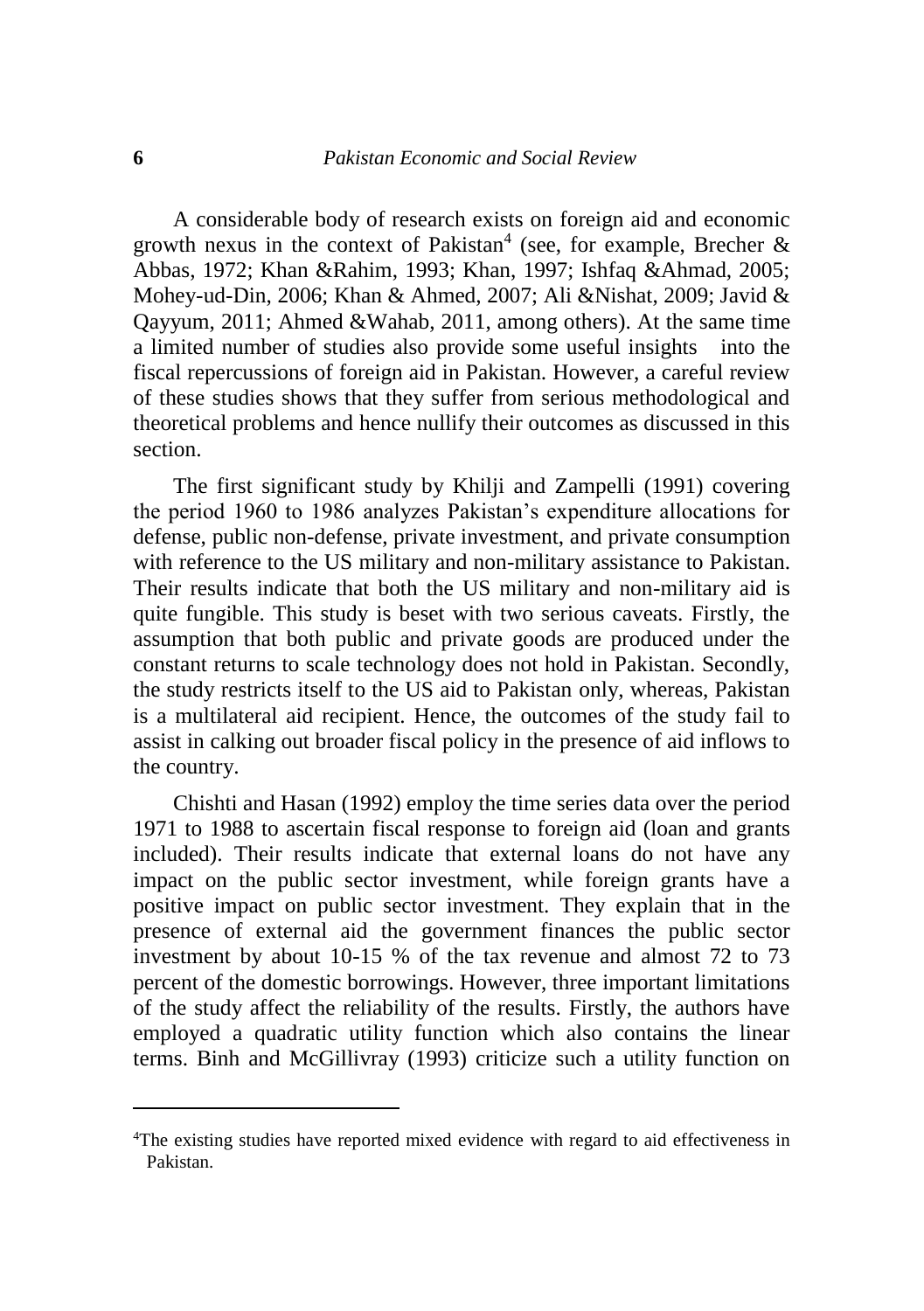A considerable body of research exists on foreign aid and economic growth nexus in the context of Pakistan[4] (see, for example, Brecher & Abbas, 1972; Khan &Rahim, 1993; Khan, 1997; Ishfaq &Ahmad, 2005; Mohey-ud-Din, 2006; Khan & Ahmed, 2007; Ali &Nishat, 2009; Javid & Qayyum, 2011; Ahmed &Wahab, 2011, among others). At the same time a limited number of studies also provide some useful insights into the fiscal repercussions of foreign aid in Pakistan. However, a careful review of these studies shows that they suffer from serious methodological and theoretical problems and hence nullify their outcomes as discussed in this section.

The first significant study by Khilji and Zampelli (1991) covering the period 1960 to 1986 analyzes Pakistan's expenditure allocations for defense, public non-defense, private investment, and private consumption with reference to the US military and non-military assistance to Pakistan. Their results indicate that both the US military and non-military aid is quite fungible. This study is beset with two serious caveats. Firstly, the assumption that both public and private goods are produced under the constant returns to scale technology does not hold in Pakistan. Secondly, the study restricts itself to the US aid to Pakistan only, whereas, Pakistan is a multilateral aid recipient. Hence, the outcomes of the study fail to assist in calking out broader fiscal policy in the presence of aid inflows to the country.

Chishti and Hasan (1992) employ the time series data over the period 1971 to 1988 to ascertain fiscal response to foreign aid (loan and grants included). Their results indicate that external loans do not have any impact on the public sector investment, while foreign grants have a positive impact on public sector investment. They explain that in the presence of external aid the government finances the public sector investment by about 10-15 % of the tax revenue and almost 72 to 73 percent of the domestic borrowings. However, three important limitations of the study affect the reliability of the results. Firstly, the authors have employed a quadratic utility function which also contains the linear terms. Binh and McGillivray (1993) criticize such a utility function on

---

[4]The existing studies have reported mixed evidence with regard to aid effectiveness in Pakistan.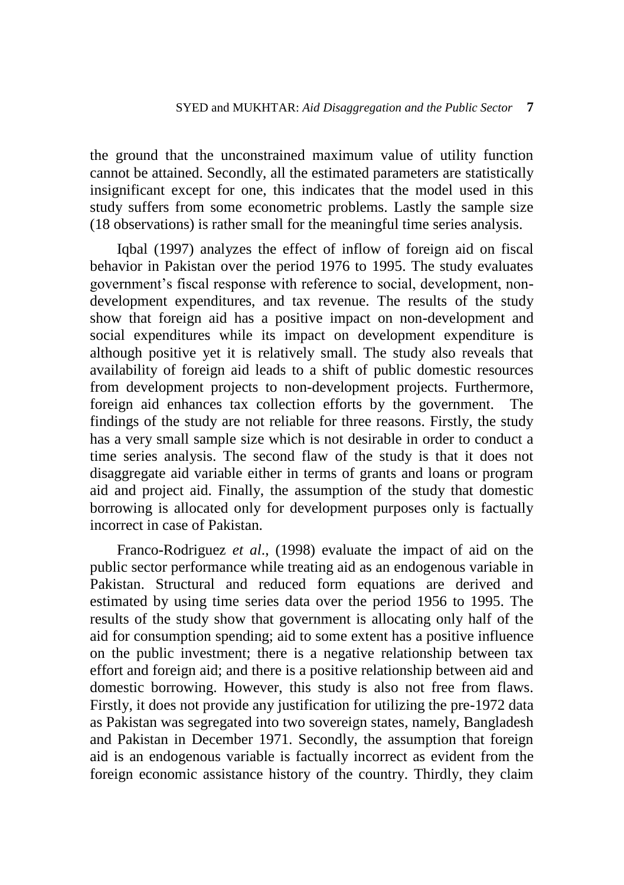the ground that the unconstrained maximum value of utility function cannot be attained. Secondly, all the estimated parameters are statistically insignificant except for one, this indicates that the model used in this study suffers from some econometric problems. Lastly the sample size (18 observations) is rather small for the meaningful time series analysis.

Iqbal (1997) analyzes the effect of inflow of foreign aid on fiscal behavior in Pakistan over the period 1976 to 1995. The study evaluates government's fiscal response with reference to social, development, non-development expenditures, and tax revenue. The results of the study show that foreign aid has a positive impact on non-development and social expenditures while its impact on development expenditure is although positive yet it is relatively small. The study also reveals that availability of foreign aid leads to a shift of public domestic resources from development projects to non-development projects. Furthermore, foreign aid enhances tax collection efforts by the government. The findings of the study are not reliable for three reasons. Firstly, the study has a very small sample size which is not desirable in order to conduct a time series analysis. The second flaw of the study is that it does not disaggregate aid variable either in terms of grants and loans or program aid and project aid. Finally, the assumption of the study that domestic borrowing is allocated only for development purposes only is factually incorrect in case of Pakistan.

Franco-Rodriguez *et al*., (1998) evaluate the impact of aid on the public sector performance while treating aid as an endogenous variable in Pakistan. Structural and reduced form equations are derived and estimated by using time series data over the period 1956 to 1995. The results of the study show that government is allocating only half of the aid for consumption spending; aid to some extent has a positive influence on the public investment; there is a negative relationship between tax effort and foreign aid; and there is a positive relationship between aid and domestic borrowing. However, this study is also not free from flaws. Firstly, it does not provide any justification for utilizing the pre-1972 data as Pakistan was segregated into two sovereign states, namely, Bangladesh and Pakistan in December 1971. Secondly, the assumption that foreign aid is an endogenous variable is factually incorrect as evident from the foreign economic assistance history of the country. Thirdly, they claim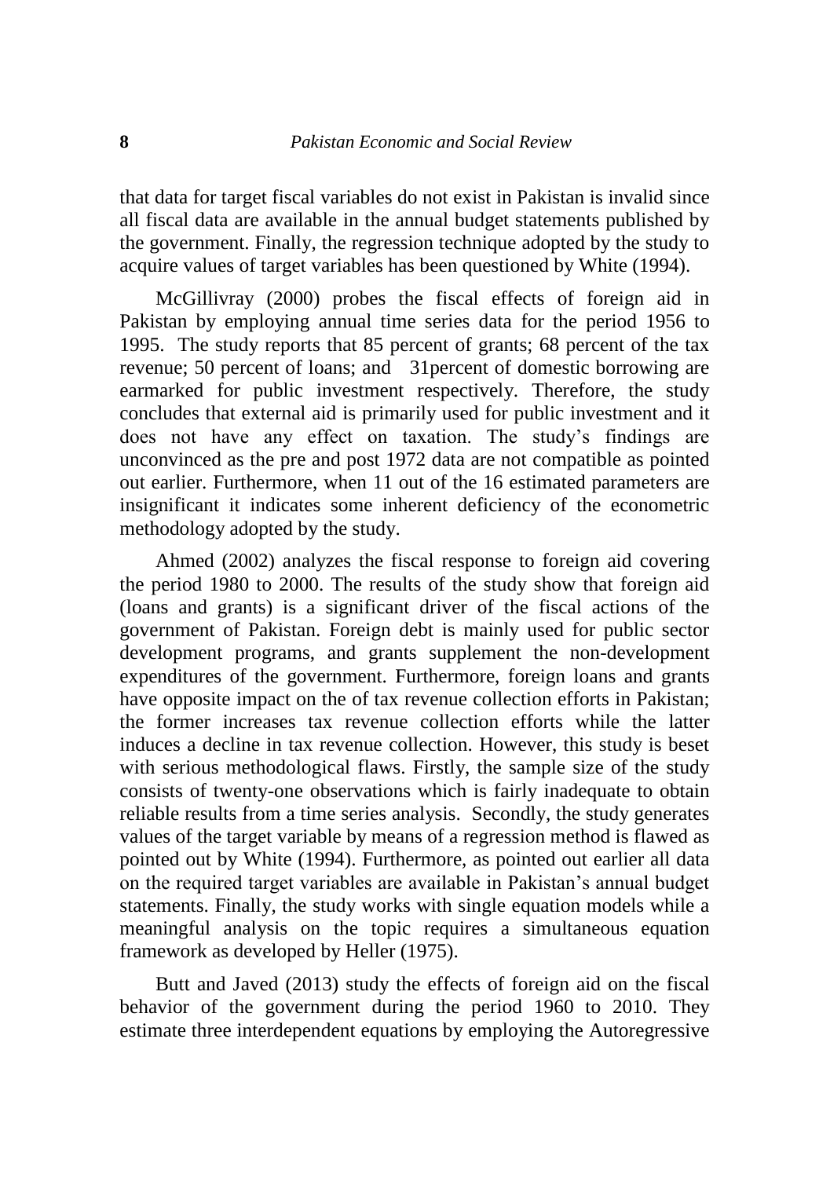that data for target fiscal variables do not exist in Pakistan is invalid since all fiscal data are available in the annual budget statements published by the government. Finally, the regression technique adopted by the study to acquire values of target variables has been questioned by White (1994).

McGillivray (2000) probes the fiscal effects of foreign aid in Pakistan by employing annual time series data for the period 1956 to 1995. The study reports that 85 percent of grants; 68 percent of the tax revenue; 50 percent of loans; and 31percent of domestic borrowing are earmarked for public investment respectively. Therefore, the study concludes that external aid is primarily used for public investment and it does not have any effect on taxation. The study's findings are unconvinced as the pre and post 1972 data are not compatible as pointed out earlier. Furthermore, when 11 out of the 16 estimated parameters are insignificant it indicates some inherent deficiency of the econometric methodology adopted by the study.

Ahmed (2002) analyzes the fiscal response to foreign aid covering the period 1980 to 2000. The results of the study show that foreign aid (loans and grants) is a significant driver of the fiscal actions of the government of Pakistan. Foreign debt is mainly used for public sector development programs, and grants supplement the non-development expenditures of the government. Furthermore, foreign loans and grants have opposite impact on the of tax revenue collection efforts in Pakistan; the former increases tax revenue collection efforts while the latter induces a decline in tax revenue collection. However, this study is beset with serious methodological flaws. Firstly, the sample size of the study consists of twenty-one observations which is fairly inadequate to obtain reliable results from a time series analysis. Secondly, the study generates values of the target variable by means of a regression method is flawed as pointed out by White (1994). Furthermore, as pointed out earlier all data on the required target variables are available in Pakistan's annual budget statements. Finally, the study works with single equation models while a meaningful analysis on the topic requires a simultaneous equation framework as developed by Heller (1975).

Butt and Javed (2013) study the effects of foreign aid on the fiscal behavior of the government during the period 1960 to 2010. They estimate three interdependent equations by employing the Autoregressive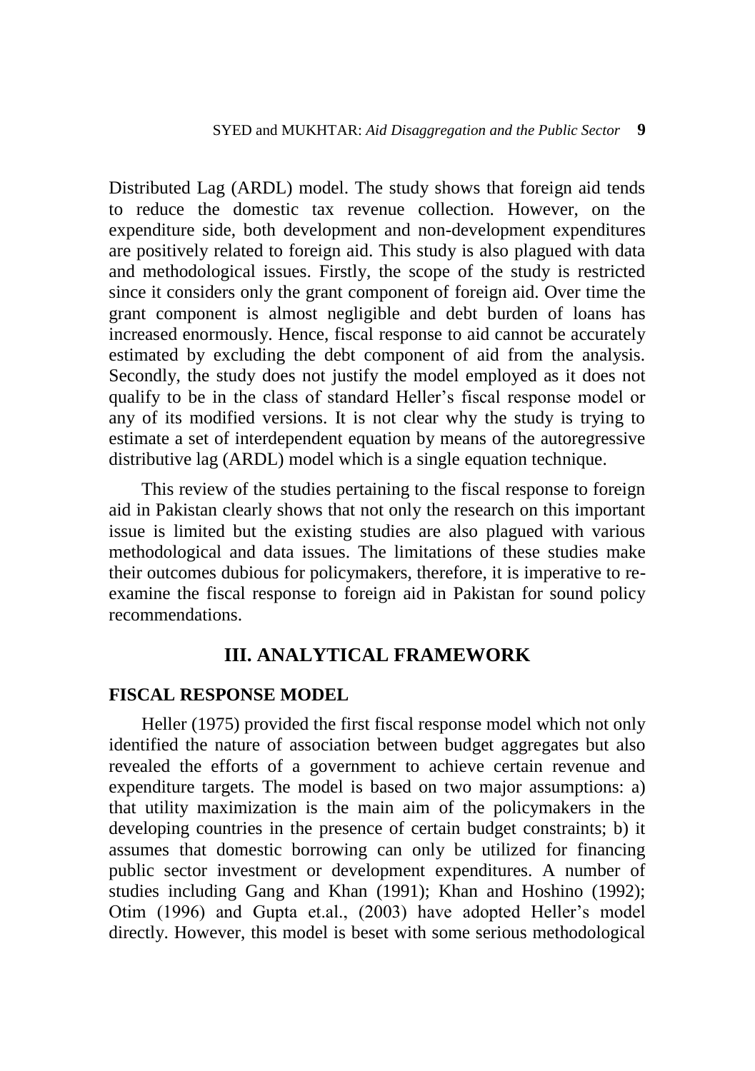Distributed Lag (ARDL) model. The study shows that foreign aid tends to reduce the domestic tax revenue collection. However, on the expenditure side, both development and non-development expenditures are positively related to foreign aid. This study is also plagued with data and methodological issues. Firstly, the scope of the study is restricted since it considers only the grant component of foreign aid. Over time the grant component is almost negligible and debt burden of loans has increased enormously. Hence, fiscal response to aid cannot be accurately estimated by excluding the debt component of aid from the analysis. Secondly, the study does not justify the model employed as it does not qualify to be in the class of standard Heller's fiscal response model or any of its modified versions. It is not clear why the study is trying to estimate a set of interdependent equation by means of the autoregressive distributive lag (ARDL) model which is a single equation technique.

This review of the studies pertaining to the fiscal response to foreign aid in Pakistan clearly shows that not only the research on this important issue is limited but the existing studies are also plagued with various methodological and data issues. The limitations of these studies make their outcomes dubious for policymakers, therefore, it is imperative to re-examine the fiscal response to foreign aid in Pakistan for sound policy recommendations.

## III. ANALYTICAL FRAMEWORK

### FISCAL RESPONSE MODEL

Heller (1975) provided the first fiscal response model which not only identified the nature of association between budget aggregates but also revealed the efforts of a government to achieve certain revenue and expenditure targets. The model is based on two major assumptions: a) that utility maximization is the main aim of the policymakers in the developing countries in the presence of certain budget constraints; b) it assumes that domestic borrowing can only be utilized for financing public sector investment or development expenditures. A number of studies including Gang and Khan (1991); Khan and Hoshino (1992); Otim (1996) and Gupta et.al., (2003) have adopted Heller's model directly. However, this model is beset with some serious methodological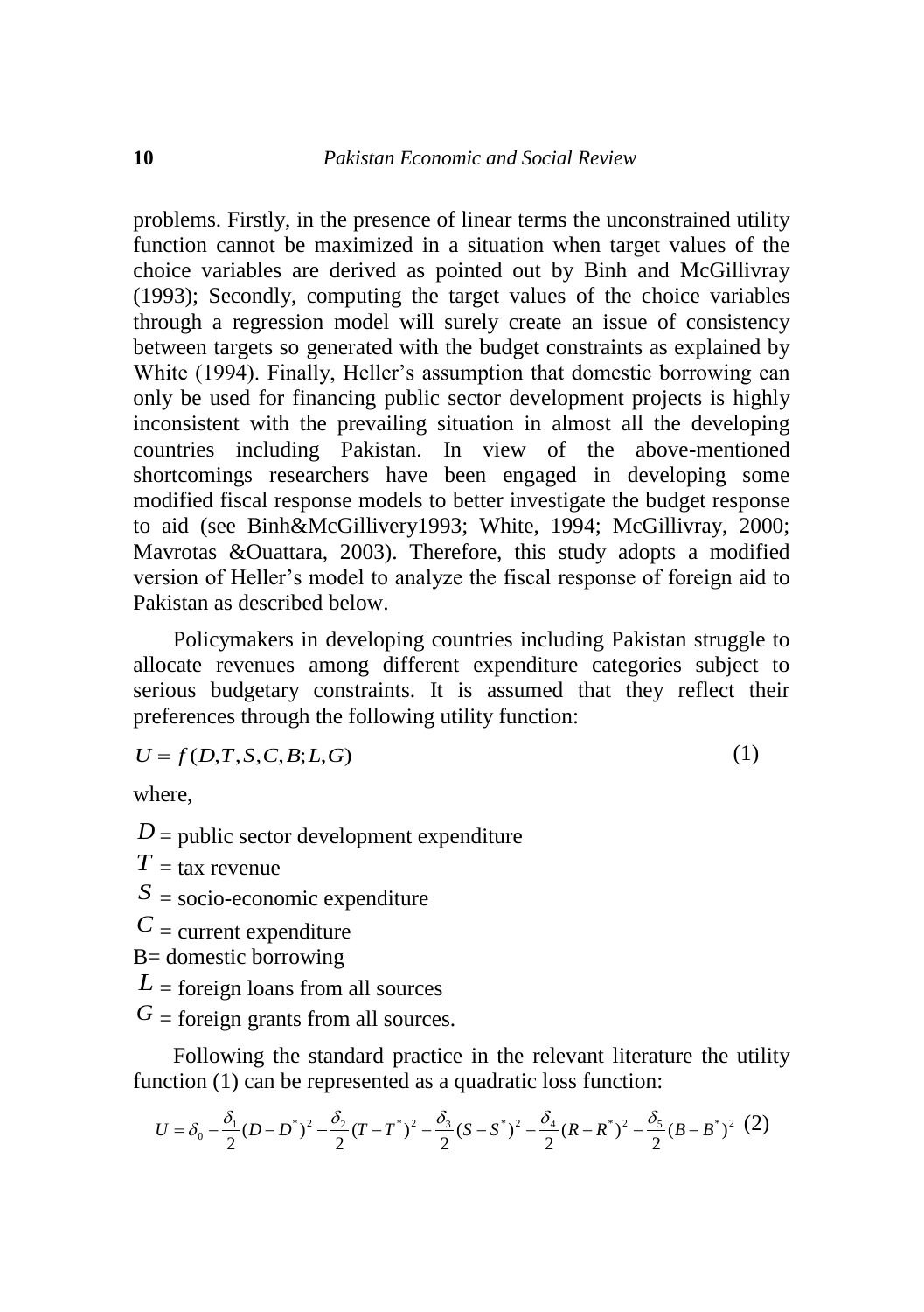problems. Firstly, in the presence of linear terms the unconstrained utility function cannot be maximized in a situation when target values of the choice variables are derived as pointed out by Binh and McGillivray (1993); Secondly, computing the target values of the choice variables through a regression model will surely create an issue of consistency between targets so generated with the budget constraints as explained by White (1994). Finally, Heller's assumption that domestic borrowing can only be used for financing public sector development projects is highly inconsistent with the prevailing situation in almost all the developing countries including Pakistan. In view of the above-mentioned shortcomings researchers have been engaged in developing some modified fiscal response models to better investigate the budget response to aid (see Binh&McGillivery1993; White, 1994; McGillivray, 2000; Mavrotas &Ouattara, 2003). Therefore, this study adopts a modified version of Heller's model to analyze the fiscal response of foreign aid to Pakistan as described below.

Policymakers in developing countries including Pakistan struggle to allocate revenues among different expenditure categories subject to serious budgetary constraints. It is assumed that they reflect their preferences through the following utility function:

$$U = f(D, T, S, C, B; L, G) \tag{1}$$

where,

$D$ = public sector development expenditure
$T$ = tax revenue
$S$ = socio-economic expenditure
$C$ = current expenditure
B= domestic borrowing
$L$ = foreign loans from all sources
$G$ = foreign grants from all sources.

Following the standard practice in the relevant literature the utility function (1) can be represented as a quadratic loss function:

$$U = \delta_0 - \frac{\delta_1}{2}(D - D^*)^2 - \frac{\delta_2}{2}(T - T^*)^2 - \frac{\delta_3}{2}(S - S^*)^2 - \frac{\delta_4}{2}(R - R^*)^2 - \frac{\delta_5}{2}(B - B^*)^2 \tag{2}$$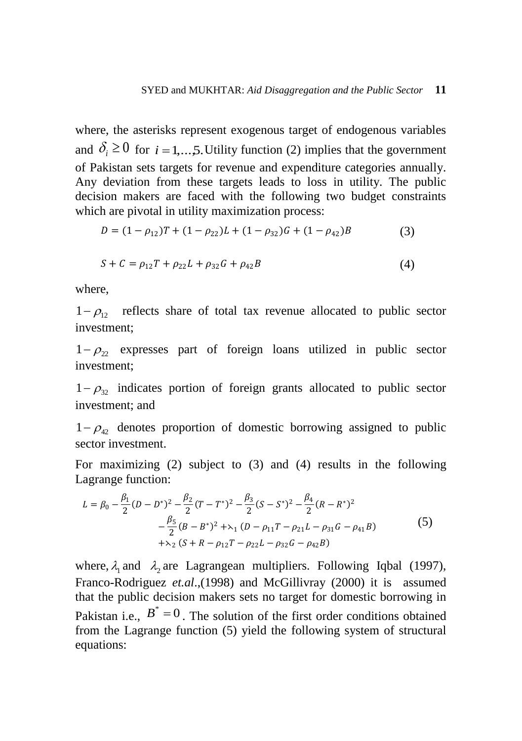where, the asterisks represent exogenous target of endogenous variables and $\delta_i \geq 0$ for $i = 1,\ldots,5.$ Utility function (2) implies that the government of Pakistan sets targets for revenue and expenditure categories annually. Any deviation from these targets leads to loss in utility. The public decision makers are faced with the following two budget constraints which are pivotal in utility maximization process:

$$D = (1 - \rho_{12})T + (1 - \rho_{22})L + (1 - \rho_{32})G + (1 - \rho_{42})B \tag{3}$$

$$S + C = \rho_{12}T + \rho_{22}L + \rho_{32}G + \rho_{42}B \tag{4}$$

where,

$1 - \rho_{12}$ reflects share of total tax revenue allocated to public sector investment;

$1 - \rho_{22}$ expresses part of foreign loans utilized in public sector investment;

$1 - \rho_{32}$ indicates portion of foreign grants allocated to public sector investment; and

$1 - \rho_{42}$ denotes proportion of domestic borrowing assigned to public sector investment.

For maximizing (2) subject to (3) and (4) results in the following Lagrange function:

$$\begin{aligned} L = \beta_0 - \frac{\beta_1}{2}(D - D^*)^2 - \frac{\beta_2}{2}(T - T^*)^2 - \frac{\beta_3}{2}(S - S^*)^2 - \frac{\beta_4}{2}(R - R^*)^2 \\ - \frac{\beta_5}{2}(B - B^*)^2 + \lambda_1 (D - \rho_{11}T - \rho_{21}L - \rho_{31}G - \rho_{41}B) \\ + \lambda_2 (S + R - \rho_{12}T - \rho_{22}L - \rho_{32}G - \rho_{42}B) \end{aligned} \tag{5}$$

where, $\lambda_1$ and $\lambda_2$ are Lagrangean multipliers. Following Iqbal (1997), Franco-Rodriguez *et.al*.,(1998) and McGillivray (2000) it is assumed that the public decision makers sets no target for domestic borrowing in Pakistan i.e., $B^* = 0$. The solution of the first order conditions obtained from the Lagrange function (5) yield the following system of structural equations: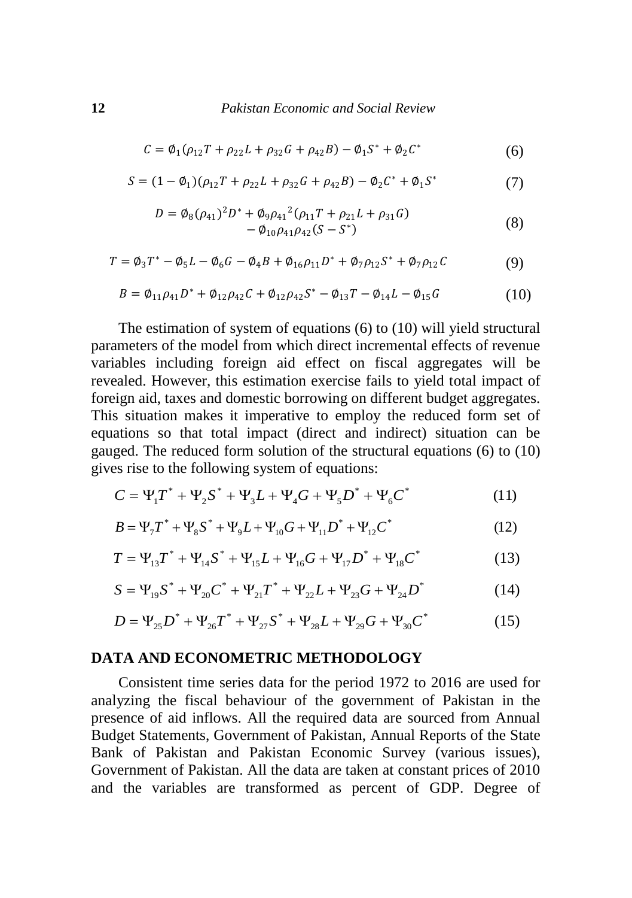$$C = \emptyset_1(\rho_{12}T + \rho_{22}L + \rho_{32}G + \rho_{42}B) - \emptyset_1 S^* + \emptyset_2 C^* \tag{6}$$

$$S = (1 - \emptyset_1)(\rho_{12}T + \rho_{22}L + \rho_{32}G + \rho_{42}B) - \emptyset_2 C^* + \emptyset_1 S^* \tag{7}$$

$$D = \emptyset_8(\rho_{41})^2 D^* + \emptyset_9 \rho_{41}{}^2(\rho_{11}T + \rho_{21}L + \rho_{31}G) - \emptyset_{10}\rho_{41}\rho_{42}(S - S^*) \tag{8}$$

$$T = \emptyset_3 T^* - \emptyset_5 L - \emptyset_6 G - \emptyset_4 B + \emptyset_{16}\rho_{11}D^* + \emptyset_7 \rho_{12} S^* + \emptyset_7 \rho_{12} C \tag{9}$$

$$B = \emptyset_{11}\rho_{41}D^* + \emptyset_{12}\rho_{42}C + \emptyset_{12}\rho_{42}S^* - \emptyset_{13}T - \emptyset_{14}L - \emptyset_{15}G \tag{10}$$

The estimation of system of equations (6) to (10) will yield structural parameters of the model from which direct incremental effects of revenue variables including foreign aid effect on fiscal aggregates will be revealed. However, this estimation exercise fails to yield total impact of foreign aid, taxes and domestic borrowing on different budget aggregates. This situation makes it imperative to employ the reduced form set of equations so that total impact (direct and indirect) situation can be gauged. The reduced form solution of the structural equations (6) to (10) gives rise to the following system of equations:

$$C = \Psi_1 T^* + \Psi_2 S^* + \Psi_3 L + \Psi_4 G + \Psi_5 D^* + \Psi_6 C^* \tag{11}$$

$$B = \Psi_7 T^* + \Psi_8 S^* + \Psi_9 L + \Psi_{10} G + \Psi_{11} D^* + \Psi_{12} C^* \tag{12}$$

$$T = \Psi_{13} T^* + \Psi_{14} S^* + \Psi_{15} L + \Psi_{16} G + \Psi_{17} D^* + \Psi_{18} C^* \tag{13}$$

$$S = \Psi_{19} S^* + \Psi_{20} C^* + \Psi_{21} T^* + \Psi_{22} L + \Psi_{23} G + \Psi_{24} D^* \tag{14}$$

$$D = \Psi_{25} D^* + \Psi_{26} T^* + \Psi_{27} S^* + \Psi_{28} L + \Psi_{29} G + \Psi_{30} C^* \tag{15}$$

## DATA AND ECONOMETRIC METHODOLOGY

Consistent time series data for the period 1972 to 2016 are used for analyzing the fiscal behaviour of the government of Pakistan in the presence of aid inflows. All the required data are sourced from Annual Budget Statements, Government of Pakistan, Annual Reports of the State Bank of Pakistan and Pakistan Economic Survey (various issues), Government of Pakistan. All the data are taken at constant prices of 2010 and the variables are transformed as percent of GDP. Degree of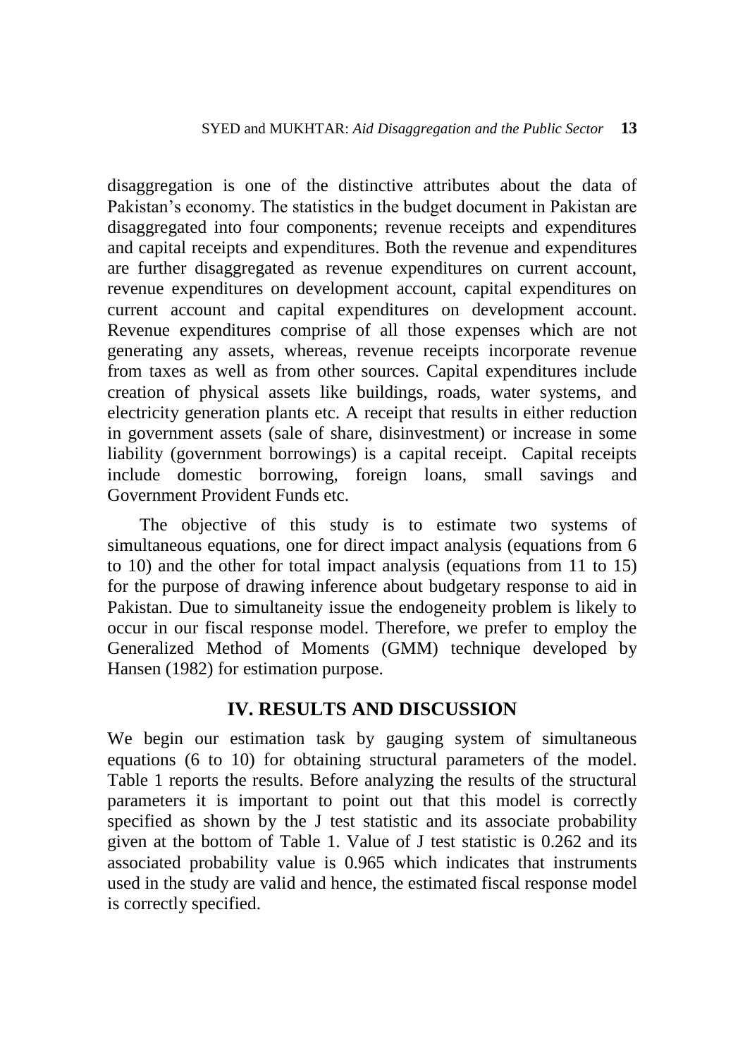disaggregation is one of the distinctive attributes about the data of Pakistan's economy. The statistics in the budget document in Pakistan are disaggregated into four components; revenue receipts and expenditures and capital receipts and expenditures. Both the revenue and expenditures are further disaggregated as revenue expenditures on current account, revenue expenditures on development account, capital expenditures on current account and capital expenditures on development account. Revenue expenditures comprise of all those expenses which are not generating any assets, whereas, revenue receipts incorporate revenue from taxes as well as from other sources. Capital expenditures include creation of physical assets like buildings, roads, water systems, and electricity generation plants etc. A receipt that results in either reduction in government assets (sale of share, disinvestment) or increase in some liability (government borrowings) is a capital receipt. Capital receipts include domestic borrowing, foreign loans, small savings and Government Provident Funds etc.

The objective of this study is to estimate two systems of simultaneous equations, one for direct impact analysis (equations from 6 to 10) and the other for total impact analysis (equations from 11 to 15) for the purpose of drawing inference about budgetary response to aid in Pakistan. Due to simultaneity issue the endogeneity problem is likely to occur in our fiscal response model. Therefore, we prefer to employ the Generalized Method of Moments (GMM) technique developed by Hansen (1982) for estimation purpose.

## IV. RESULTS AND DISCUSSION

We begin our estimation task by gauging system of simultaneous equations (6 to 10) for obtaining structural parameters of the model. Table 1 reports the results. Before analyzing the results of the structural parameters it is important to point out that this model is correctly specified as shown by the J test statistic and its associate probability given at the bottom of Table 1. Value of J test statistic is 0.262 and its associated probability value is 0.965 which indicates that instruments used in the study are valid and hence, the estimated fiscal response model is correctly specified.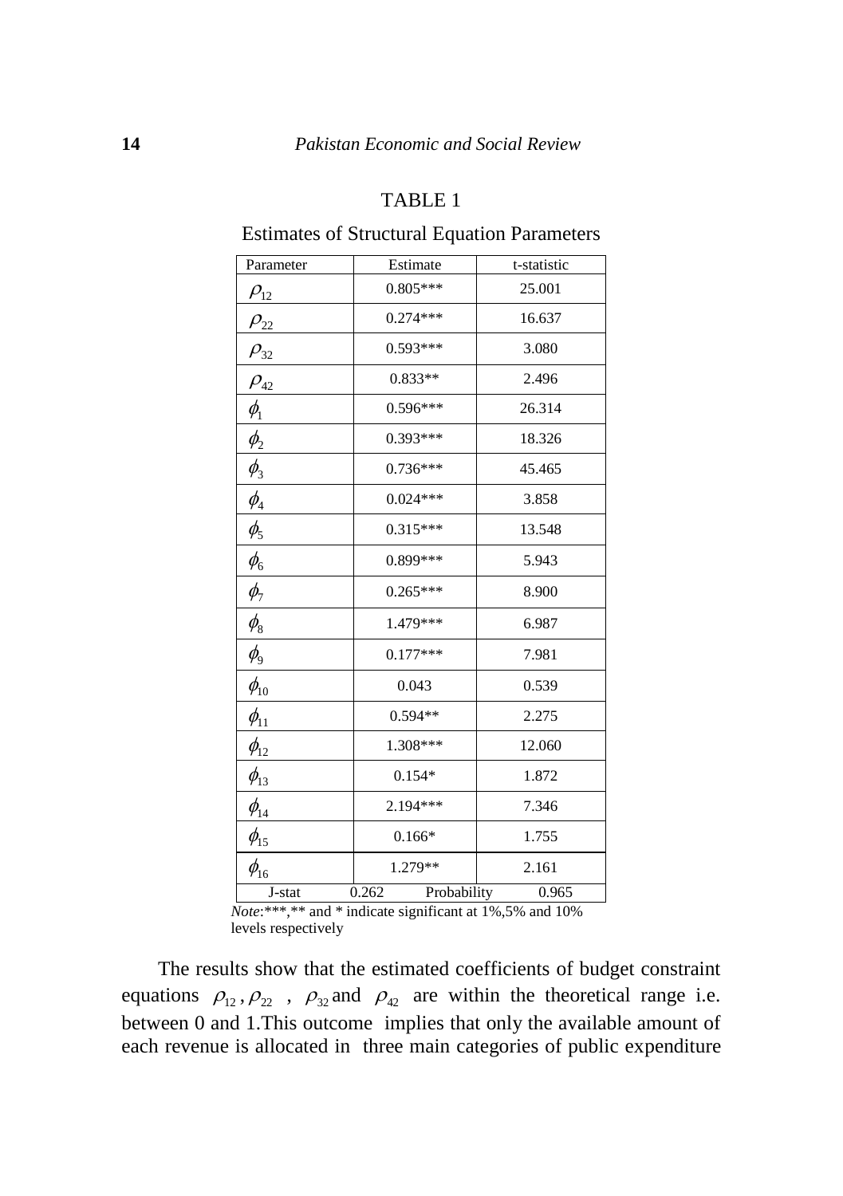TABLE 1

Estimates of Structural Equation Parameters

| Parameter | Estimate | t-statistic |
|---|---|---|
| $\rho_{12}$ | 0.805*** | 25.001 |
| $\rho_{22}$ | 0.274*** | 16.637 |
| $\rho_{32}$ | 0.593*** | 3.080 |
| $\rho_{42}$ | 0.833** | 2.496 |
| $\phi_1$ | 0.596*** | 26.314 |
| $\phi_2$ | 0.393*** | 18.326 |
| $\phi_3$ | 0.736*** | 45.465 |
| $\phi_4$ | 0.024*** | 3.858 |
| $\phi_5$ | 0.315*** | 13.548 |
| $\phi_6$ | 0.899*** | 5.943 |
| $\phi_7$ | 0.265*** | 8.900 |
| $\phi_8$ | 1.479*** | 6.987 |
| $\phi_9$ | 0.177*** | 7.981 |
| $\phi_{10}$ | 0.043 | 0.539 |
| $\phi_{11}$ | 0.594** | 2.275 |
| $\phi_{12}$ | 1.308*** | 12.060 |
| $\phi_{13}$ | 0.154* | 1.872 |
| $\phi_{14}$ | 2.194*** | 7.346 |
| $\phi_{15}$ | 0.166* | 1.755 |
| $\phi_{16}$ | 1.279** | 2.161 |
| J-stat 0.262 | Probability | 0.965 |

*Note*:***,** and * indicate significant at 1%,5% and 10% levels respectively

The results show that the estimated coefficients of budget constraint equations $\rho_{12}, \rho_{22}$ , $\rho_{32}$ and $\rho_{42}$ are within the theoretical range i.e. between 0 and 1.This outcome implies that only the available amount of each revenue is allocated in three main categories of public expenditure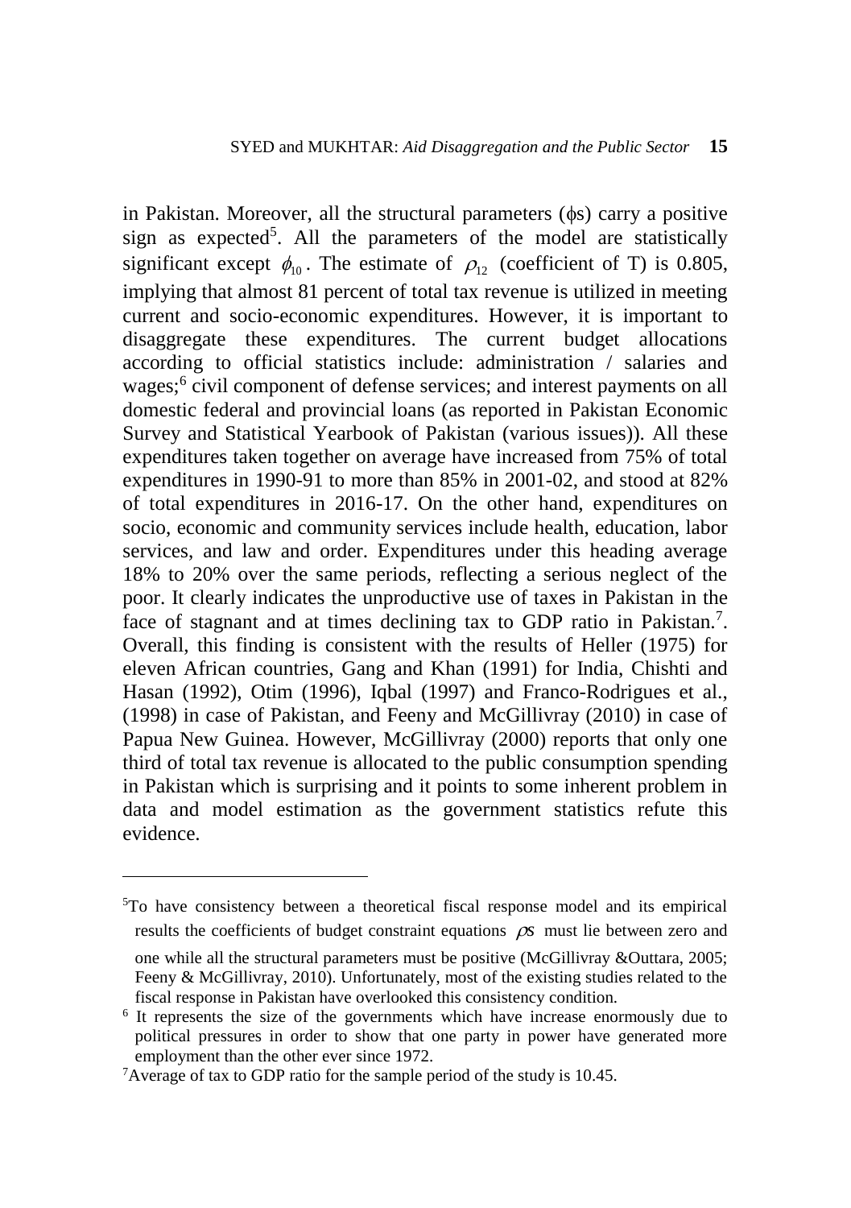in Pakistan. Moreover, all the structural parameters ($\phi$s) carry a positive sign as expected[5]. All the parameters of the model are statistically significant except $\phi_{10}$. The estimate of $\rho_{12}$ (coefficient of T) is 0.805, implying that almost 81 percent of total tax revenue is utilized in meeting current and socio-economic expenditures. However, it is important to disaggregate these expenditures. The current budget allocations according to official statistics include: administration / salaries and wages;[6] civil component of defense services; and interest payments on all domestic federal and provincial loans (as reported in Pakistan Economic Survey and Statistical Yearbook of Pakistan (various issues)). All these expenditures taken together on average have increased from 75% of total expenditures in 1990-91 to more than 85% in 2001-02, and stood at 82% of total expenditures in 2016-17. On the other hand, expenditures on socio, economic and community services include health, education, labor services, and law and order. Expenditures under this heading average 18% to 20% over the same periods, reflecting a serious neglect of the poor. It clearly indicates the unproductive use of taxes in Pakistan in the face of stagnant and at times declining tax to GDP ratio in Pakistan.[7]. Overall, this finding is consistent with the results of Heller (1975) for eleven African countries, Gang and Khan (1991) for India, Chishti and Hasan (1992), Otim (1996), Iqbal (1997) and Franco-Rodrigues et al., (1998) in case of Pakistan, and Feeny and McGillivray (2010) in case of Papua New Guinea. However, McGillivray (2000) reports that only one third of total tax revenue is allocated to the public consumption spending in Pakistan which is surprising and it points to some inherent problem in data and model estimation as the government statistics refute this evidence.

---

[5]To have consistency between a theoretical fiscal response model and its empirical results the coefficients of budget constraint equations $\rho s$ must lie between zero and one while all the structural parameters must be positive (McGillivray &Outtara, 2005; Feeny & McGillivray, 2010). Unfortunately, most of the existing studies related to the fiscal response in Pakistan have overlooked this consistency condition.

[6] It represents the size of the governments which have increase enormously due to political pressures in order to show that one party in power have generated more employment than the other ever since 1972.

[7]Average of tax to GDP ratio for the sample period of the study is 10.45.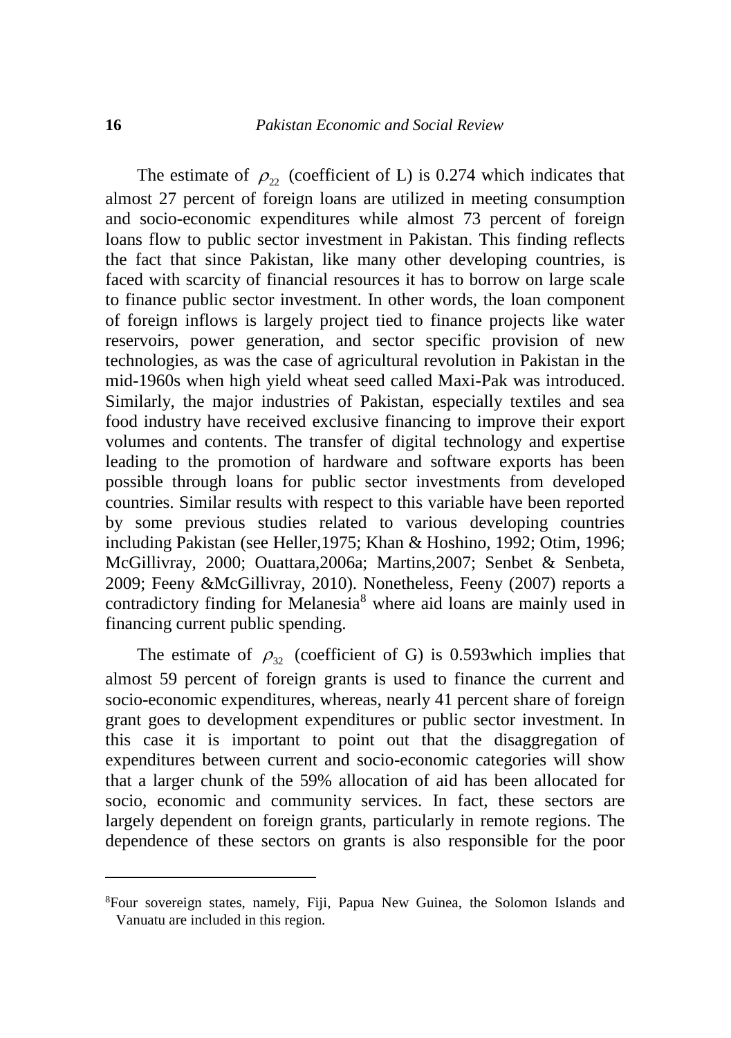The estimate of $\rho_{22}$ (coefficient of L) is 0.274 which indicates that almost 27 percent of foreign loans are utilized in meeting consumption and socio-economic expenditures while almost 73 percent of foreign loans flow to public sector investment in Pakistan. This finding reflects the fact that since Pakistan, like many other developing countries, is faced with scarcity of financial resources it has to borrow on large scale to finance public sector investment. In other words, the loan component of foreign inflows is largely project tied to finance projects like water reservoirs, power generation, and sector specific provision of new technologies, as was the case of agricultural revolution in Pakistan in the mid-1960s when high yield wheat seed called Maxi-Pak was introduced. Similarly, the major industries of Pakistan, especially textiles and sea food industry have received exclusive financing to improve their export volumes and contents. The transfer of digital technology and expertise leading to the promotion of hardware and software exports has been possible through loans for public sector investments from developed countries. Similar results with respect to this variable have been reported by some previous studies related to various developing countries including Pakistan (see Heller,1975; Khan & Hoshino, 1992; Otim, 1996; McGillivray, 2000; Ouattara,2006a; Martins,2007; Senbet & Senbeta, 2009; Feeny &McGillivray, 2010). Nonetheless, Feeny (2007) reports a contradictory finding for Melanesia[8] where aid loans are mainly used in financing current public spending.

The estimate of $\rho_{32}$ (coefficient of G) is 0.593which implies that almost 59 percent of foreign grants is used to finance the current and socio-economic expenditures, whereas, nearly 41 percent share of foreign grant goes to development expenditures or public sector investment. In this case it is important to point out that the disaggregation of expenditures between current and socio-economic categories will show that a larger chunk of the 59% allocation of aid has been allocated for socio, economic and community services. In fact, these sectors are largely dependent on foreign grants, particularly in remote regions. The dependence of these sectors on grants is also responsible for the poor

---

[8]Four sovereign states, namely, Fiji, Papua New Guinea, the Solomon Islands and Vanuatu are included in this region.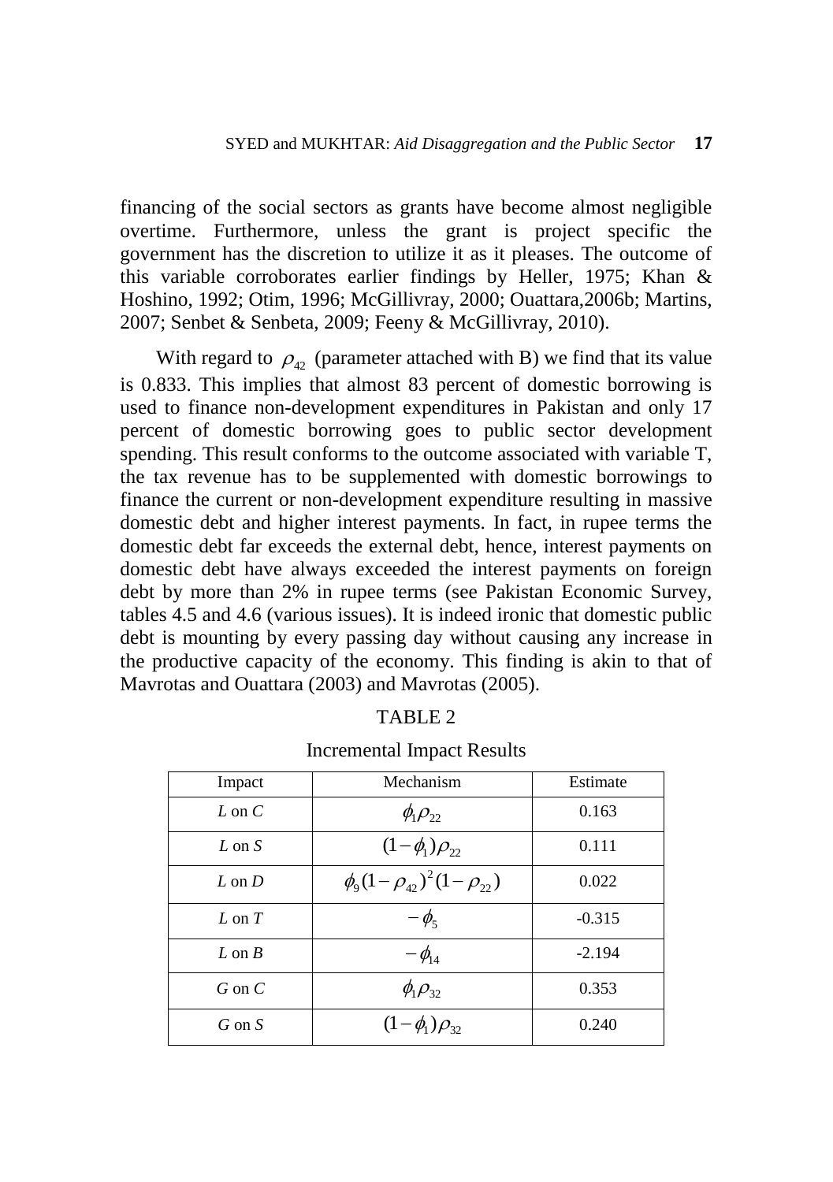financing of the social sectors as grants have become almost negligible overtime. Furthermore, unless the grant is project specific the government has the discretion to utilize it as it pleases. The outcome of this variable corroborates earlier findings by Heller, 1975; Khan & Hoshino, 1992; Otim, 1996; McGillivray, 2000; Ouattara,2006b; Martins, 2007; Senbet & Senbeta, 2009; Feeny & McGillivray, 2010).

With regard to $\rho_{42}$ (parameter attached with B) we find that its value is 0.833. This implies that almost 83 percent of domestic borrowing is used to finance non-development expenditures in Pakistan and only 17 percent of domestic borrowing goes to public sector development spending. This result conforms to the outcome associated with variable T, the tax revenue has to be supplemented with domestic borrowings to finance the current or non-development expenditure resulting in massive domestic debt and higher interest payments. In fact, in rupee terms the domestic debt far exceeds the external debt, hence, interest payments on domestic debt have always exceeded the interest payments on foreign debt by more than 2% in rupee terms (see Pakistan Economic Survey, tables 4.5 and 4.6 (various issues). It is indeed ironic that domestic public debt is mounting by every passing day without causing any increase in the productive capacity of the economy. This finding is akin to that of Mavrotas and Ouattara (2003) and Mavrotas (2005).

TABLE 2

Incremental Impact Results

| Impact | Mechanism | Estimate |
|---|---|---|
| *L* on *C* | $\phi_1\rho_{22}$ | 0.163 |
| *L* on *S* | $(1-\phi_1)\rho_{22}$ | 0.111 |
| *L* on *D* | $\phi_9(1-\rho_{42})^2(1-\rho_{22})$ | 0.022 |
| *L* on *T* | $-\phi_5$ | -0.315 |
| *L* on *B* | $-\phi_{14}$ | -2.194 |
| *G* on *C* | $\phi_1\rho_{32}$ | 0.353 |
| *G* on *S* | $(1-\phi_1)\rho_{32}$ | 0.240 |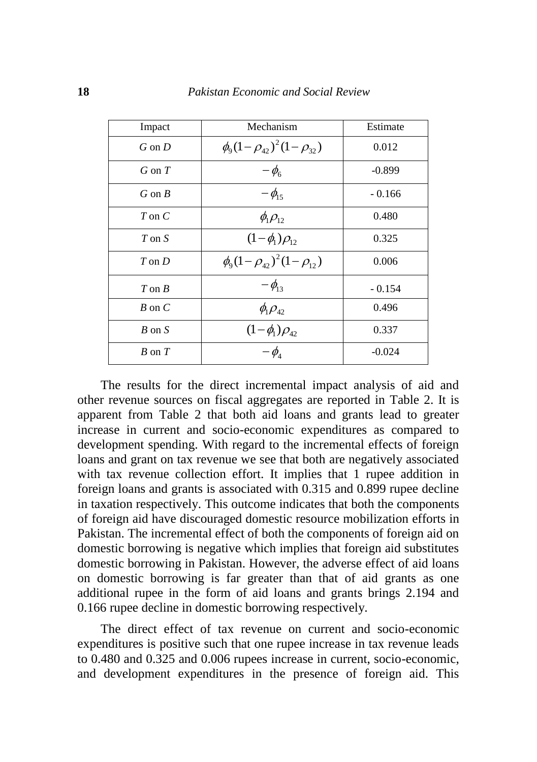| Impact | Mechanism | Estimate |
|---|---|---|
| *G* on *D* | $\phi_9(1-\rho_{42})^2(1-\rho_{32})$ | 0.012 |
| *G* on *T* | $-\phi_6$ | -0.899 |
| *G* on *B* | $-\phi_{15}$ | - 0.166 |
| *T* on *C* | $\phi_1\rho_{12}$ | 0.480 |
| *T* on *S* | $(1-\phi_1)\rho_{12}$ | 0.325 |
| *T* on *D* | $\phi_9(1-\rho_{42})^2(1-\rho_{12})$ | 0.006 |
| *T* on *B* | $-\phi_{13}$ | - 0.154 |
| *B* on *C* | $\phi_1\rho_{42}$ | 0.496 |
| *B* on *S* | $(1-\phi_1)\rho_{42}$ | 0.337 |
| *B* on *T* | $-\phi_4$ | -0.024 |

The results for the direct incremental impact analysis of aid and other revenue sources on fiscal aggregates are reported in Table 2. It is apparent from Table 2 that both aid loans and grants lead to greater increase in current and socio-economic expenditures as compared to development spending. With regard to the incremental effects of foreign loans and grant on tax revenue we see that both are negatively associated with tax revenue collection effort. It implies that 1 rupee addition in foreign loans and grants is associated with 0.315 and 0.899 rupee decline in taxation respectively. This outcome indicates that both the components of foreign aid have discouraged domestic resource mobilization efforts in Pakistan. The incremental effect of both the components of foreign aid on domestic borrowing is negative which implies that foreign aid substitutes domestic borrowing in Pakistan. However, the adverse effect of aid loans on domestic borrowing is far greater than that of aid grants as one additional rupee in the form of aid loans and grants brings 2.194 and 0.166 rupee decline in domestic borrowing respectively.

The direct effect of tax revenue on current and socio-economic expenditures is positive such that one rupee increase in tax revenue leads to 0.480 and 0.325 and 0.006 rupees increase in current, socio-economic, and development expenditures in the presence of foreign aid. This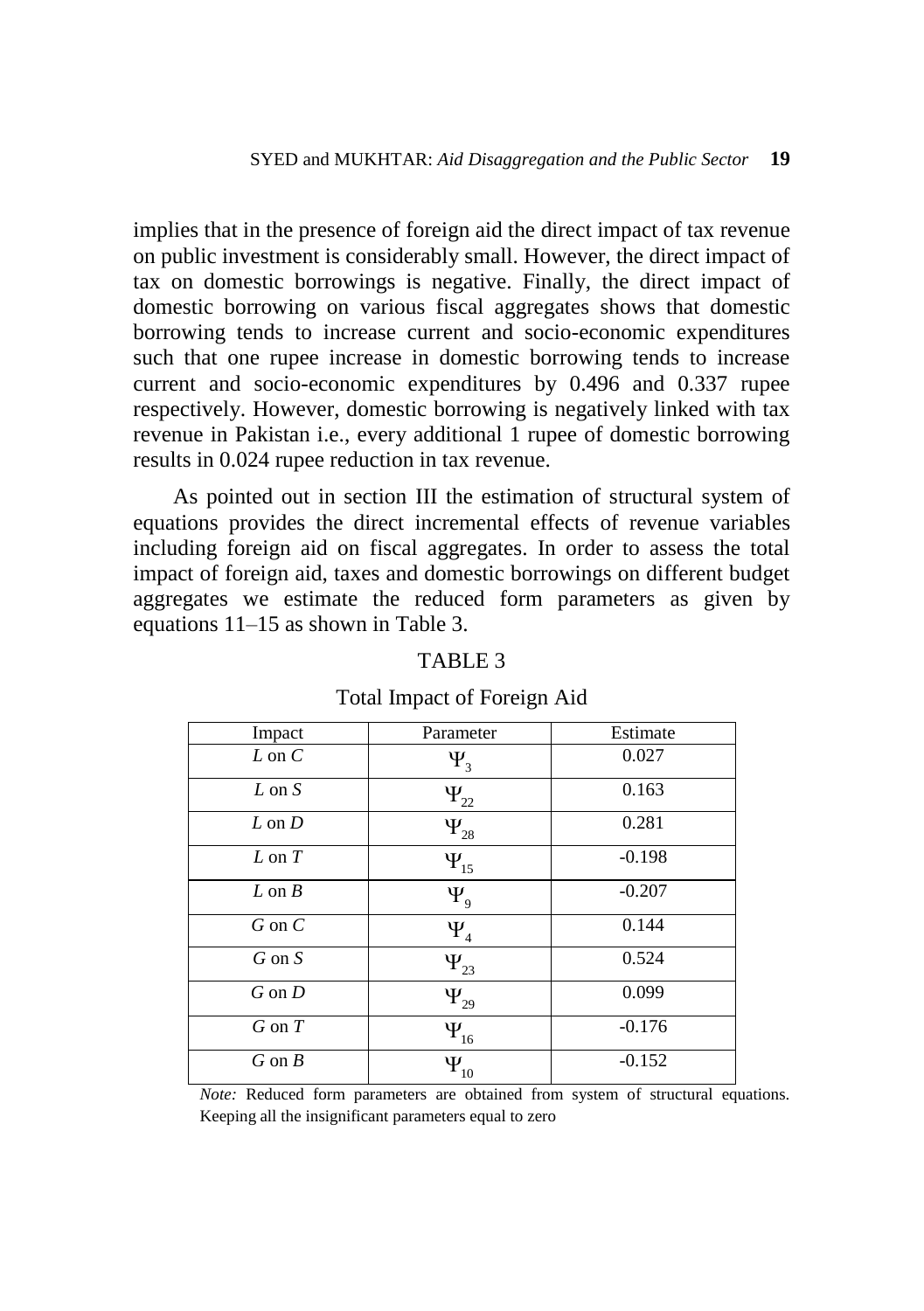implies that in the presence of foreign aid the direct impact of tax revenue on public investment is considerably small. However, the direct impact of tax on domestic borrowings is negative. Finally, the direct impact of domestic borrowing on various fiscal aggregates shows that domestic borrowing tends to increase current and socio-economic expenditures such that one rupee increase in domestic borrowing tends to increase current and socio-economic expenditures by 0.496 and 0.337 rupee respectively. However, domestic borrowing is negatively linked with tax revenue in Pakistan i.e., every additional 1 rupee of domestic borrowing results in 0.024 rupee reduction in tax revenue.

As pointed out in section III the estimation of structural system of equations provides the direct incremental effects of revenue variables including foreign aid on fiscal aggregates. In order to assess the total impact of foreign aid, taxes and domestic borrowings on different budget aggregates we estimate the reduced form parameters as given by equations 11–15 as shown in Table 3.

TABLE 3

Total Impact of Foreign Aid

| Impact | Parameter | Estimate |
|---|---|---|
| $L$ on $C$ | $\Psi_3$ | 0.027 |
| $L$ on $S$ | $\Psi_{22}$ | 0.163 |
| $L$ on $D$ | $\Psi_{28}$ | 0.281 |
| $L$ on $T$ | $\Psi_{15}$ | -0.198 |
| $L$ on $B$ | $\Psi_9$ | -0.207 |
| $G$ on $C$ | $\Psi_4$ | 0.144 |
| $G$ on $S$ | $\Psi_{23}$ | 0.524 |
| $G$ on $D$ | $\Psi_{29}$ | 0.099 |
| $G$ on $T$ | $\Psi_{16}$ | -0.176 |
| $G$ on $B$ | $\Psi_{10}$ | -0.152 |

*Note:* Reduced form parameters are obtained from system of structural equations. Keeping all the insignificant parameters equal to zero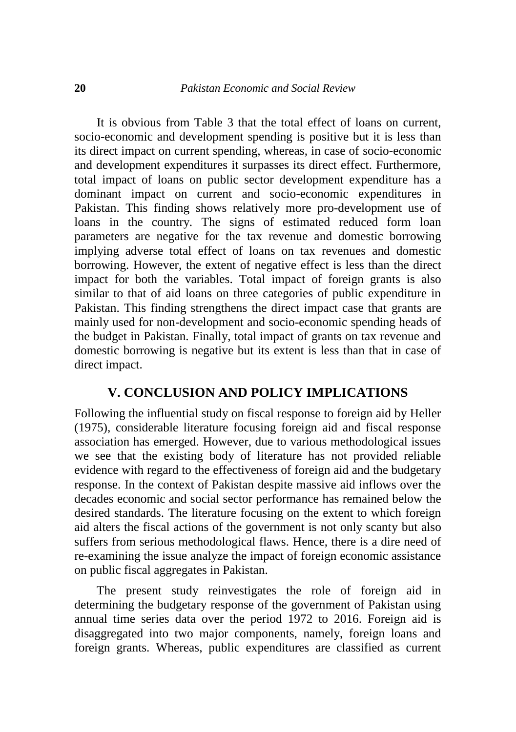It is obvious from Table 3 that the total effect of loans on current, socio-economic and development spending is positive but it is less than its direct impact on current spending, whereas, in case of socio-economic and development expenditures it surpasses its direct effect. Furthermore, total impact of loans on public sector development expenditure has a dominant impact on current and socio-economic expenditures in Pakistan. This finding shows relatively more pro-development use of loans in the country. The signs of estimated reduced form loan parameters are negative for the tax revenue and domestic borrowing implying adverse total effect of loans on tax revenues and domestic borrowing. However, the extent of negative effect is less than the direct impact for both the variables. Total impact of foreign grants is also similar to that of aid loans on three categories of public expenditure in Pakistan. This finding strengthens the direct impact case that grants are mainly used for non-development and socio-economic spending heads of the budget in Pakistan. Finally, total impact of grants on tax revenue and domestic borrowing is negative but its extent is less than that in case of direct impact.

## V. CONCLUSION AND POLICY IMPLICATIONS

Following the influential study on fiscal response to foreign aid by Heller (1975), considerable literature focusing foreign aid and fiscal response association has emerged. However, due to various methodological issues we see that the existing body of literature has not provided reliable evidence with regard to the effectiveness of foreign aid and the budgetary response. In the context of Pakistan despite massive aid inflows over the decades economic and social sector performance has remained below the desired standards. The literature focusing on the extent to which foreign aid alters the fiscal actions of the government is not only scanty but also suffers from serious methodological flaws. Hence, there is a dire need of re-examining the issue analyze the impact of foreign economic assistance on public fiscal aggregates in Pakistan.

The present study reinvestigates the role of foreign aid in determining the budgetary response of the government of Pakistan using annual time series data over the period 1972 to 2016. Foreign aid is disaggregated into two major components, namely, foreign loans and foreign grants. Whereas, public expenditures are classified as current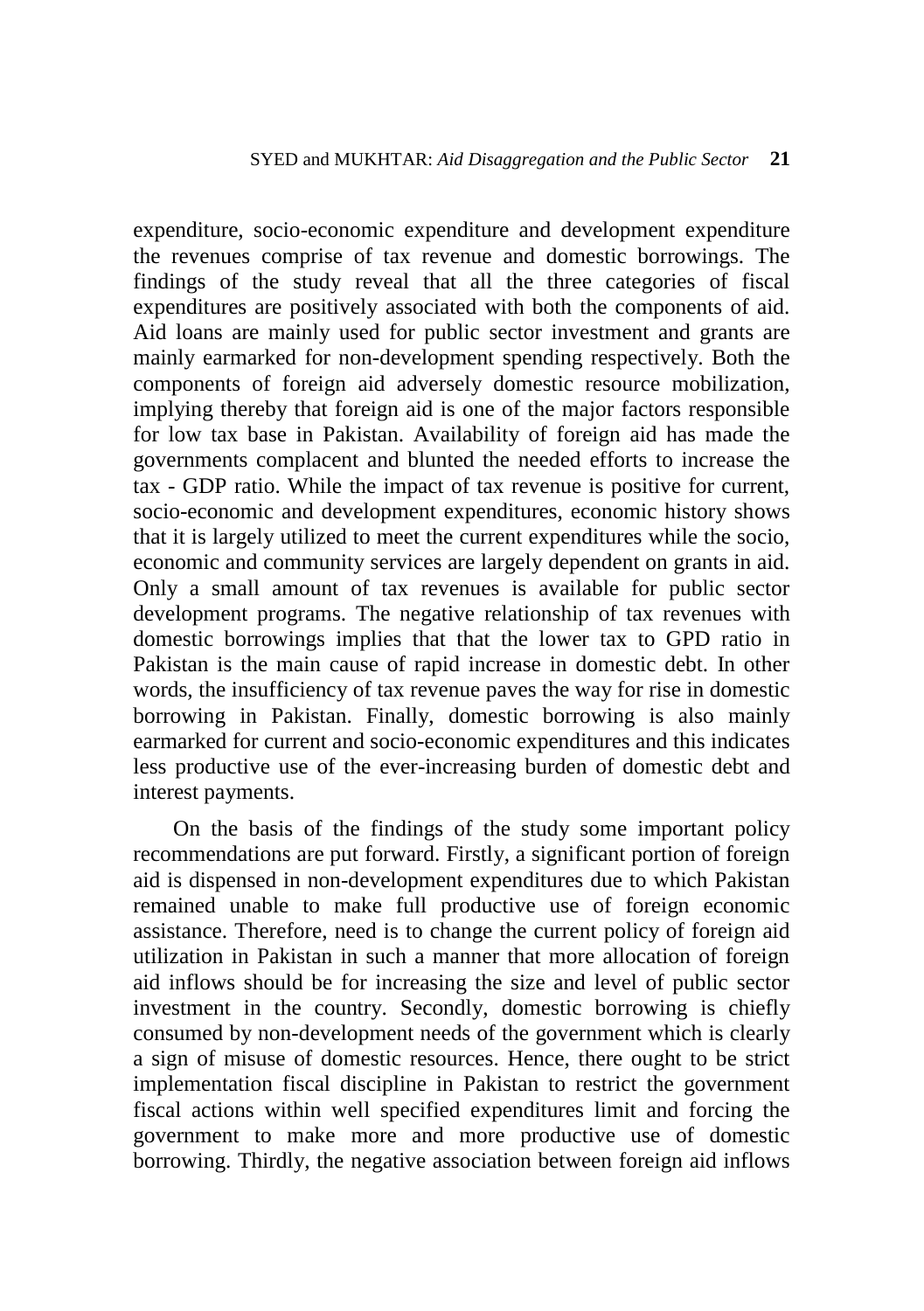expenditure, socio-economic expenditure and development expenditure the revenues comprise of tax revenue and domestic borrowings. The findings of the study reveal that all the three categories of fiscal expenditures are positively associated with both the components of aid. Aid loans are mainly used for public sector investment and grants are mainly earmarked for non-development spending respectively. Both the components of foreign aid adversely domestic resource mobilization, implying thereby that foreign aid is one of the major factors responsible for low tax base in Pakistan. Availability of foreign aid has made the governments complacent and blunted the needed efforts to increase the tax - GDP ratio. While the impact of tax revenue is positive for current, socio-economic and development expenditures, economic history shows that it is largely utilized to meet the current expenditures while the socio, economic and community services are largely dependent on grants in aid. Only a small amount of tax revenues is available for public sector development programs. The negative relationship of tax revenues with domestic borrowings implies that that the lower tax to GPD ratio in Pakistan is the main cause of rapid increase in domestic debt. In other words, the insufficiency of tax revenue paves the way for rise in domestic borrowing in Pakistan. Finally, domestic borrowing is also mainly earmarked for current and socio-economic expenditures and this indicates less productive use of the ever-increasing burden of domestic debt and interest payments.

On the basis of the findings of the study some important policy recommendations are put forward. Firstly, a significant portion of foreign aid is dispensed in non-development expenditures due to which Pakistan remained unable to make full productive use of foreign economic assistance. Therefore, need is to change the current policy of foreign aid utilization in Pakistan in such a manner that more allocation of foreign aid inflows should be for increasing the size and level of public sector investment in the country. Secondly, domestic borrowing is chiefly consumed by non-development needs of the government which is clearly a sign of misuse of domestic resources. Hence, there ought to be strict implementation fiscal discipline in Pakistan to restrict the government fiscal actions within well specified expenditures limit and forcing the government to make more and more productive use of domestic borrowing. Thirdly, the negative association between foreign aid inflows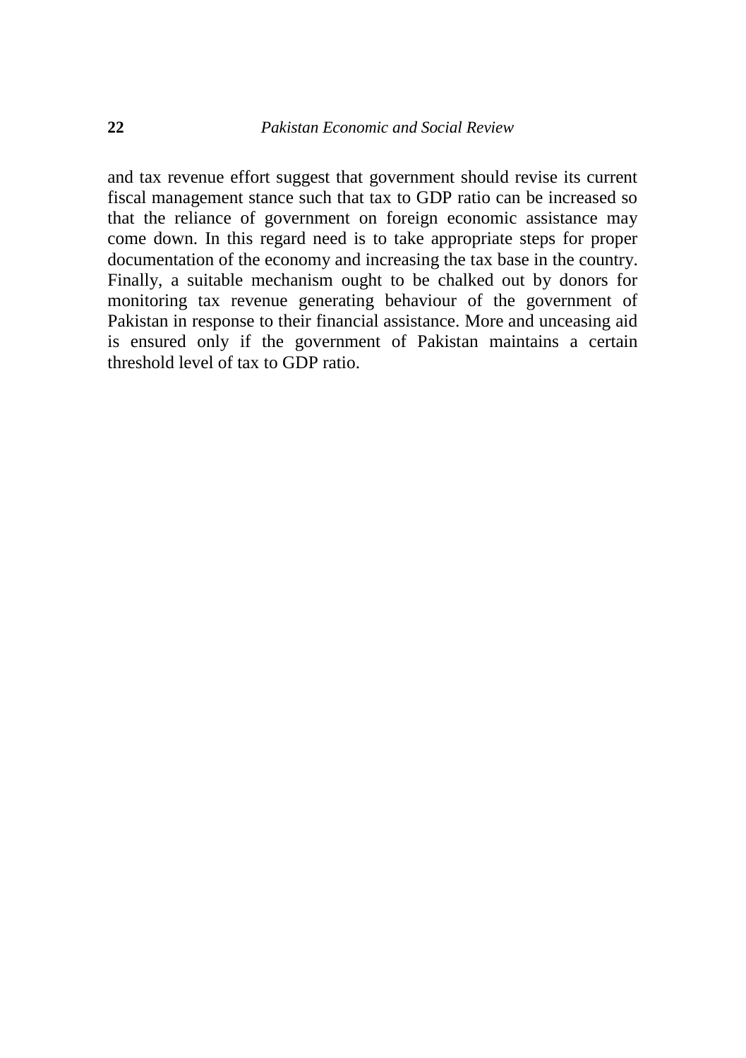and tax revenue effort suggest that government should revise its current fiscal management stance such that tax to GDP ratio can be increased so that the reliance of government on foreign economic assistance may come down. In this regard need is to take appropriate steps for proper documentation of the economy and increasing the tax base in the country. Finally, a suitable mechanism ought to be chalked out by donors for monitoring tax revenue generating behaviour of the government of Pakistan in response to their financial assistance. More and unceasing aid is ensured only if the government of Pakistan maintains a certain threshold level of tax to GDP ratio.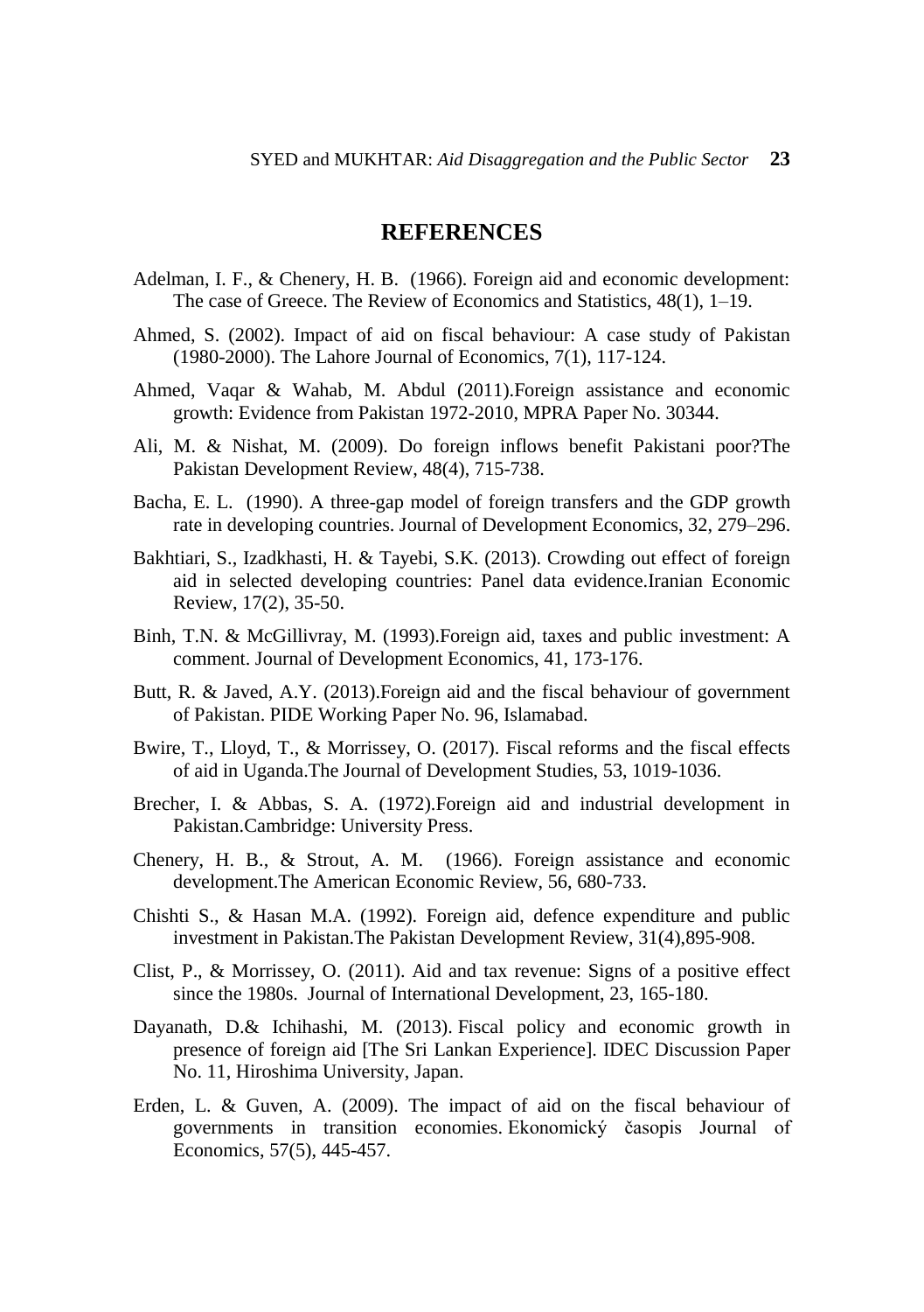## REFERENCES

Adelman, I. F., & Chenery, H. B. (1966). Foreign aid and economic development: The case of Greece. The Review of Economics and Statistics, 48(1), 1–19.

Ahmed, S. (2002). Impact of aid on fiscal behaviour: A case study of Pakistan (1980-2000). The Lahore Journal of Economics, 7(1), 117-124.

Ahmed, Vaqar & Wahab, M. Abdul (2011).Foreign assistance and economic growth: Evidence from Pakistan 1972-2010, MPRA Paper No. 30344.

Ali, M. & Nishat, M. (2009). Do foreign inflows benefit Pakistani poor?The Pakistan Development Review, 48(4), 715-738.

Bacha, E. L. (1990). A three-gap model of foreign transfers and the GDP growth rate in developing countries. Journal of Development Economics, 32, 279–296.

Bakhtiari, S., Izadkhasti, H. & Tayebi, S.K. (2013). Crowding out effect of foreign aid in selected developing countries: Panel data evidence.Iranian Economic Review, 17(2), 35-50.

Binh, T.N. & McGillivray, M. (1993).Foreign aid, taxes and public investment: A comment. Journal of Development Economics, 41, 173-176.

Butt, R. & Javed, A.Y. (2013).Foreign aid and the fiscal behaviour of government of Pakistan. PIDE Working Paper No. 96, Islamabad.

Bwire, T., Lloyd, T., & Morrissey, O. (2017). Fiscal reforms and the fiscal effects of aid in Uganda.The Journal of Development Studies, 53, 1019-1036.

Brecher, I. & Abbas, S. A. (1972).Foreign aid and industrial development in Pakistan.Cambridge: University Press.

Chenery, H. B., & Strout, A. M. (1966). Foreign assistance and economic development.The American Economic Review, 56, 680-733.

Chishti S., & Hasan M.A. (1992). Foreign aid, defence expenditure and public investment in Pakistan.The Pakistan Development Review, 31(4),895-908.

Clist, P., & Morrissey, O. (2011). Aid and tax revenue: Signs of a positive effect since the 1980s. Journal of International Development, 23, 165-180.

Dayanath, D.& Ichihashi, M. (2013). Fiscal policy and economic growth in presence of foreign aid [The Sri Lankan Experience]. IDEC Discussion Paper No. 11, Hiroshima University, Japan.

Erden, L. & Guven, A. (2009). The impact of aid on the fiscal behaviour of governments in transition economies. Ekonomický časopis Journal of Economics, 57(5), 445-457.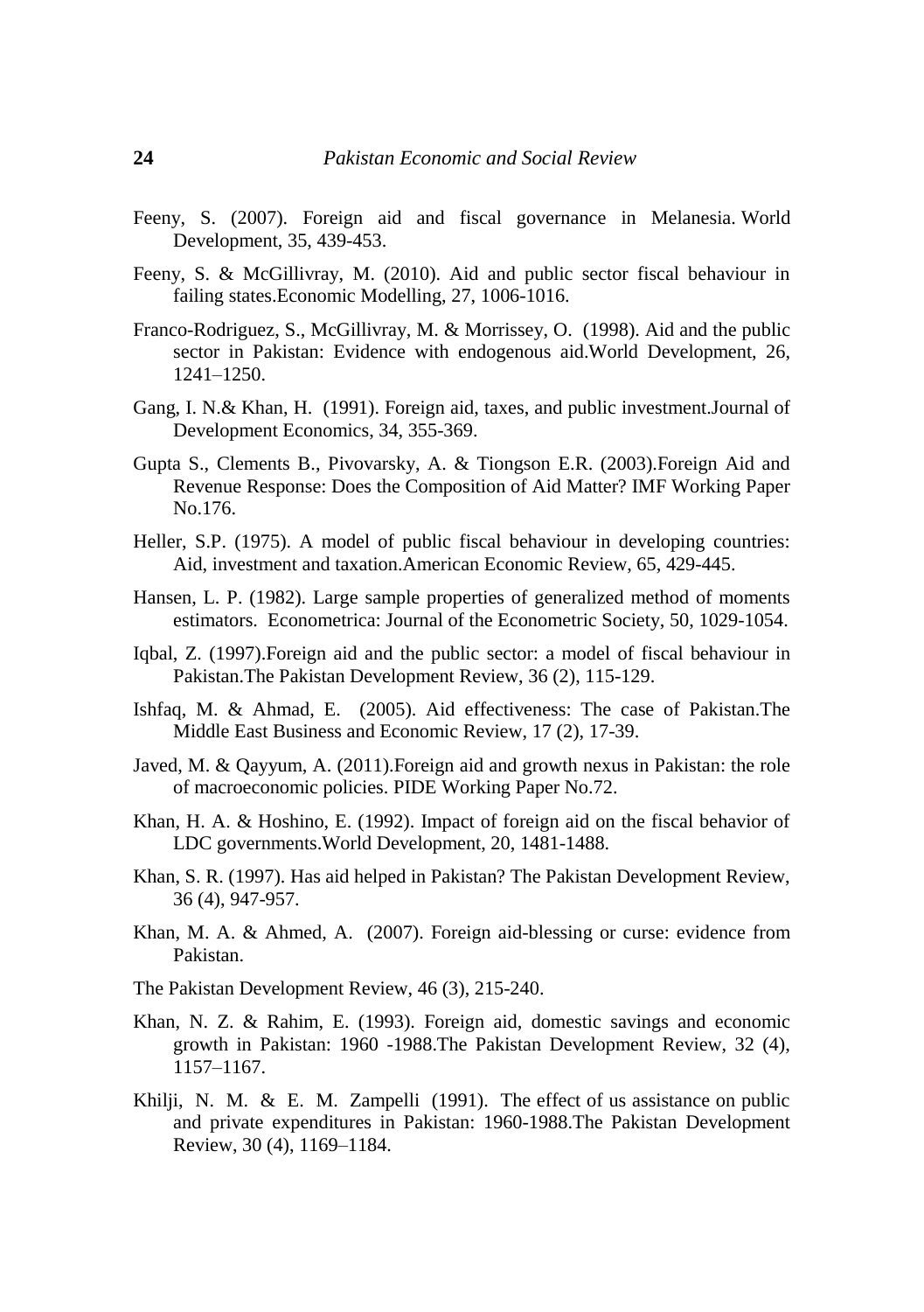Feeny, S. (2007). Foreign aid and fiscal governance in Melanesia. World Development, 35, 439-453.

Feeny, S. & McGillivray, M. (2010). Aid and public sector fiscal behaviour in failing states.Economic Modelling, 27, 1006-1016.

Franco-Rodriguez, S., McGillivray, M. & Morrissey, O. (1998). Aid and the public sector in Pakistan: Evidence with endogenous aid.World Development, 26, 1241–1250.

Gang, I. N.& Khan, H. (1991). Foreign aid, taxes, and public investment.Journal of Development Economics, 34, 355-369.

Gupta S., Clements B., Pivovarsky, A. & Tiongson E.R. (2003).Foreign Aid and Revenue Response: Does the Composition of Aid Matter? IMF Working Paper No.176.

Heller, S.P. (1975). A model of public fiscal behaviour in developing countries: Aid, investment and taxation.American Economic Review, 65, 429-445.

Hansen, L. P. (1982). Large sample properties of generalized method of moments estimators. Econometrica: Journal of the Econometric Society, 50, 1029-1054.

Iqbal, Z. (1997).Foreign aid and the public sector: a model of fiscal behaviour in Pakistan.The Pakistan Development Review, 36 (2), 115-129.

Ishfaq, M. & Ahmad, E. (2005). Aid effectiveness: The case of Pakistan.The Middle East Business and Economic Review, 17 (2), 17-39.

Javed, M. & Qayyum, A. (2011).Foreign aid and growth nexus in Pakistan: the role of macroeconomic policies. PIDE Working Paper No.72.

Khan, H. A. & Hoshino, E. (1992). Impact of foreign aid on the fiscal behavior of LDC governments.World Development, 20, 1481-1488.

Khan, S. R. (1997). Has aid helped in Pakistan? The Pakistan Development Review, 36 (4), 947-957.

Khan, M. A. & Ahmed, A. (2007). Foreign aid-blessing or curse: evidence from Pakistan.

The Pakistan Development Review, 46 (3), 215-240.

Khan, N. Z. & Rahim, E. (1993). Foreign aid, domestic savings and economic growth in Pakistan: 1960 -1988.The Pakistan Development Review, 32 (4), 1157–1167.

Khilji, N. M. & E. M. Zampelli (1991). The effect of us assistance on public and private expenditures in Pakistan: 1960-1988.The Pakistan Development Review, 30 (4), 1169–1184.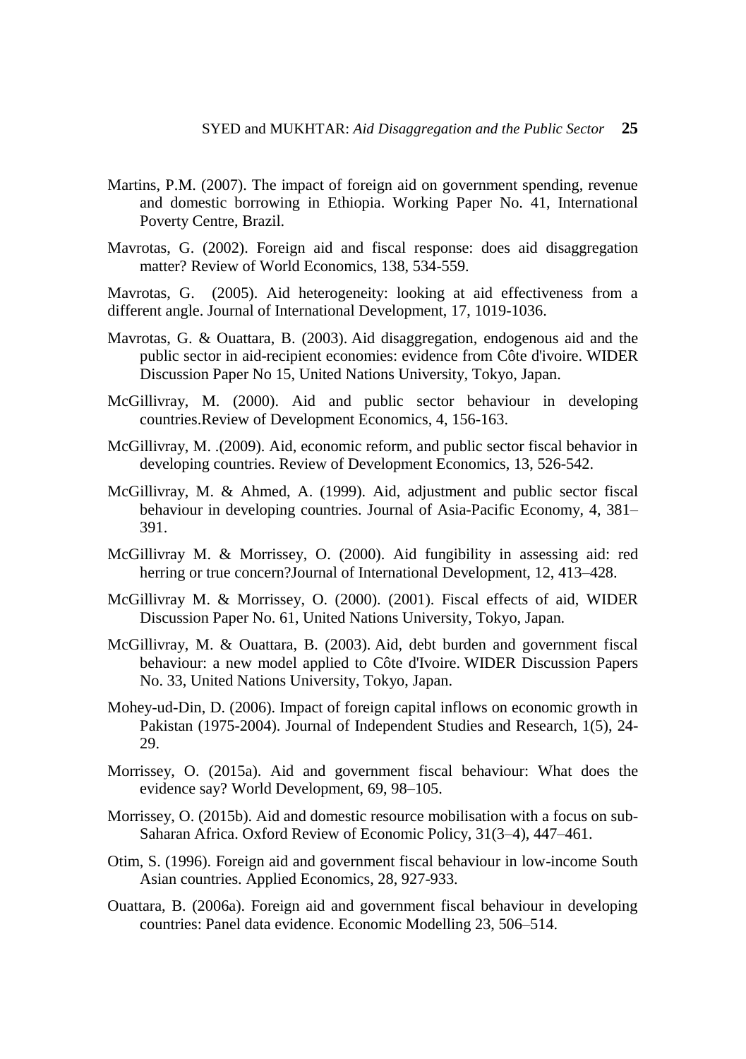Martins, P.M. (2007). The impact of foreign aid on government spending, revenue and domestic borrowing in Ethiopia. Working Paper No. 41, International Poverty Centre, Brazil.

Mavrotas, G. (2002). Foreign aid and fiscal response: does aid disaggregation matter? Review of World Economics, 138, 534-559.

Mavrotas, G. (2005). Aid heterogeneity: looking at aid effectiveness from a different angle. Journal of International Development, 17, 1019-1036.

Mavrotas, G. & Ouattara, B. (2003). Aid disaggregation, endogenous aid and the public sector in aid-recipient economies: evidence from Côte d'ivoire. WIDER Discussion Paper No 15, United Nations University, Tokyo, Japan.

McGillivray, M. (2000). Aid and public sector behaviour in developing countries.Review of Development Economics, 4, 156-163.

McGillivray, M. .(2009). Aid, economic reform, and public sector fiscal behavior in developing countries. Review of Development Economics, 13, 526-542.

McGillivray, M. & Ahmed, A. (1999). Aid, adjustment and public sector fiscal behaviour in developing countries. Journal of Asia-Pacific Economy, 4, 381–391.

McGillivray M. & Morrissey, O. (2000). Aid fungibility in assessing aid: red herring or true concern?Journal of International Development, 12, 413–428.

McGillivray M. & Morrissey, O. (2000). (2001). Fiscal effects of aid, WIDER Discussion Paper No. 61, United Nations University, Tokyo, Japan.

McGillivray, M. & Ouattara, B. (2003). Aid, debt burden and government fiscal behaviour: a new model applied to Côte d'Ivoire. WIDER Discussion Papers No. 33, United Nations University, Tokyo, Japan.

Mohey-ud-Din, D. (2006). Impact of foreign capital inflows on economic growth in Pakistan (1975-2004). Journal of Independent Studies and Research, 1(5), 24-29.

Morrissey, O. (2015a). Aid and government fiscal behaviour: What does the evidence say? World Development, 69, 98–105.

Morrissey, O. (2015b). Aid and domestic resource mobilisation with a focus on sub-Saharan Africa. Oxford Review of Economic Policy, 31(3–4), 447–461.

Otim, S. (1996). Foreign aid and government fiscal behaviour in low-income South Asian countries. Applied Economics, 28, 927-933.

Ouattara, B. (2006a). Foreign aid and government fiscal behaviour in developing countries: Panel data evidence. Economic Modelling 23, 506–514.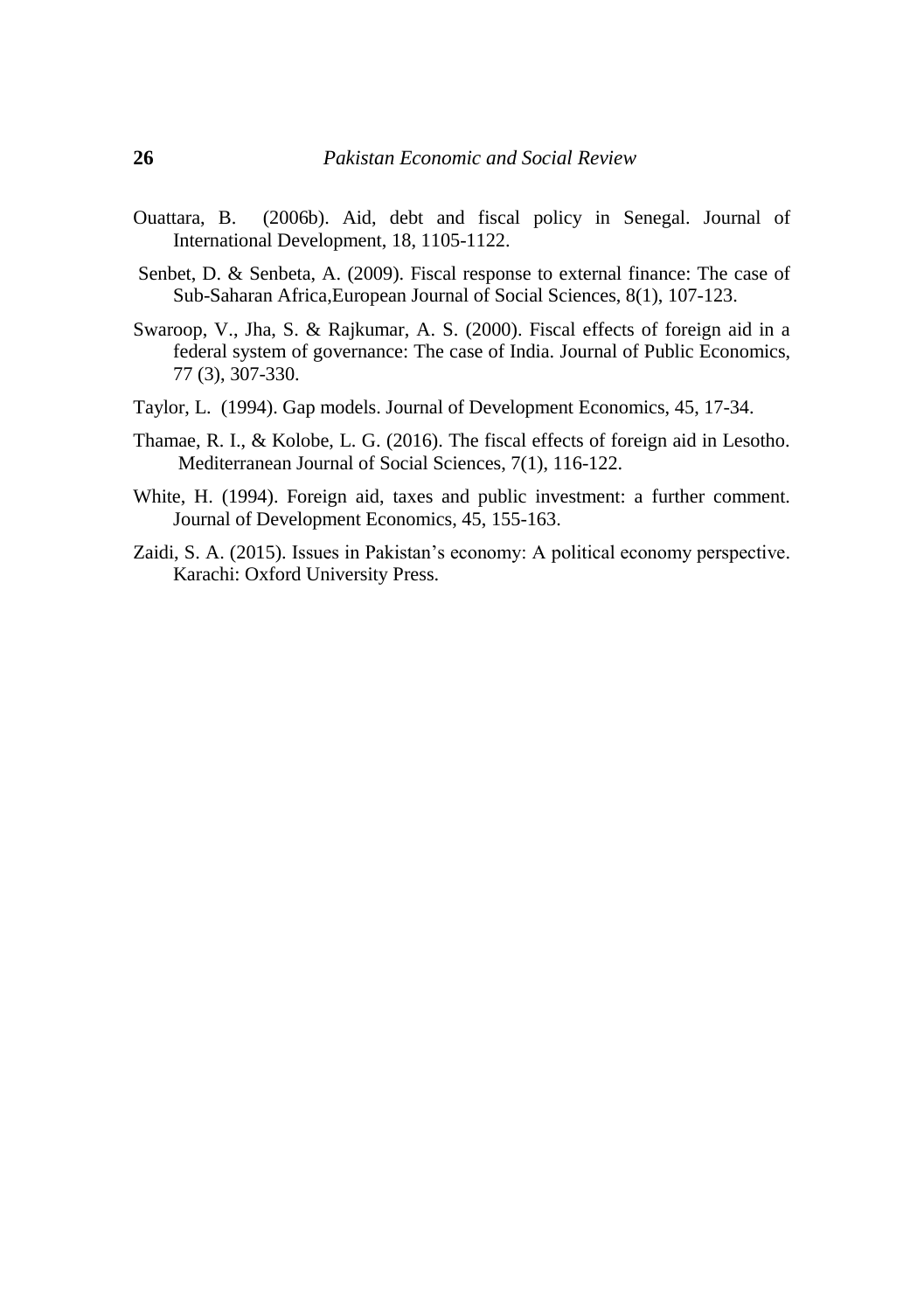Ouattara, B. (2006b). Aid, debt and fiscal policy in Senegal. Journal of International Development, 18, 1105-1122.

Senbet, D. & Senbeta, A. (2009). Fiscal response to external finance: The case of Sub-Saharan Africa,European Journal of Social Sciences, 8(1), 107-123.

Swaroop, V., Jha, S. & Rajkumar, A. S. (2000). Fiscal effects of foreign aid in a federal system of governance: The case of India. Journal of Public Economics, 77 (3), 307-330.

Taylor, L. (1994). Gap models. Journal of Development Economics, 45, 17-34.

Thamae, R. I., & Kolobe, L. G. (2016). The fiscal effects of foreign aid in Lesotho. Mediterranean Journal of Social Sciences, 7(1), 116-122.

White, H. (1994). Foreign aid, taxes and public investment: a further comment. Journal of Development Economics, 45, 155-163.

Zaidi, S. A. (2015). Issues in Pakistan's economy: A political economy perspective. Karachi: Oxford University Press.